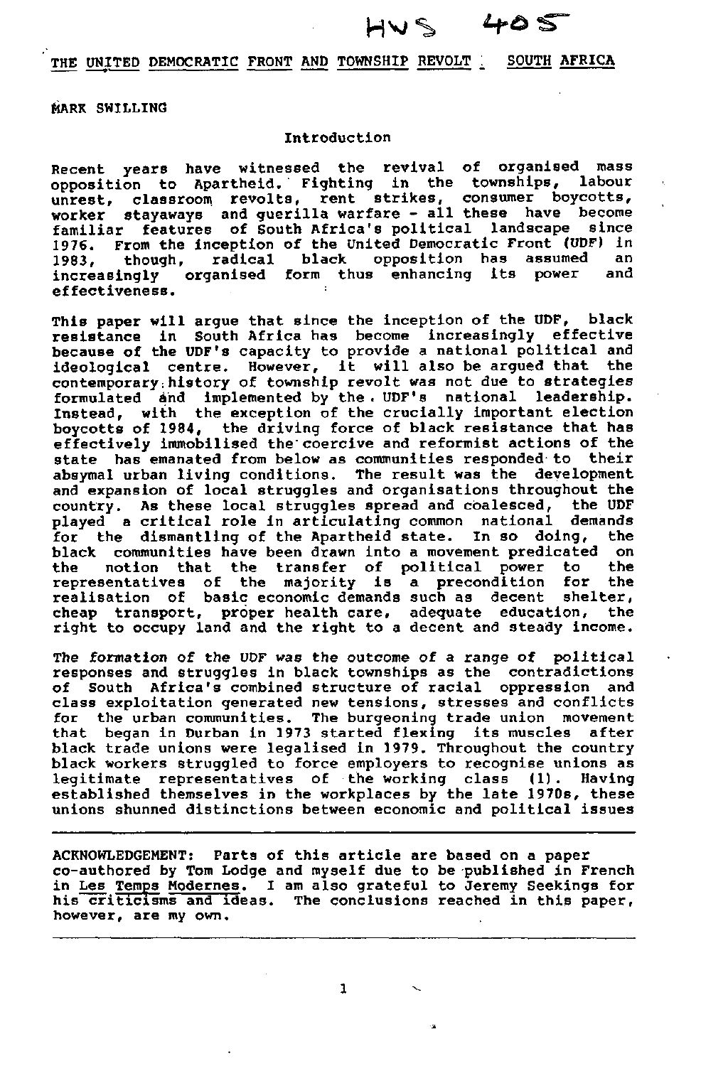HWS 405

# THE UNITED DEMOCRATIC FRONT AND TOWNSHIP REVOLT : SOUTH AFRICA

MARK SWILLING

## Introduction

Recent years have witnessed the revival of organised mass opposition to Apartheid. Fighting in the townships, labour unrest, classroom revolts, rent strikes, consumer boycotts, worker stayaways and guerilla warfare - all these have become familiar features of South Africa's political landscape since 1976. From the inception of the United Democratic Front (UDF) in 1983, though, radical black opposition has assumed an increasingly organised form thus enhancing its power and effectiveness.

This paper will argue that since the inception of the UDF, black resistance in South Africa has become increasingly effective because of the UDF's capacity to provide a national political and ideological centre. However, it will also be argued that the contemporary history of township revolt was not due to strategies formulated and implemented by the UDF's national leadership. Instead, with the exception of the crucially important election boycotts of 1984, the driving force of black resistance that has effectively immobilised the coercive and reformist actions of the state has emanated from below as communities responded to their absymal urban living conditions. The result was the development and expansion of local struggles and organisations throughout the country. As these local struggles spread and coalesced, the UDF played a critical role in articulating common national demands for the dismantling of the Apartheid state. In so doing, the black communities have been drawn into a movement predicated on the notion that the transfer of political power to the representatives of the majority is a precondition for the realisation of basic economic demands such as decent shelter, cheap transport, proper health care, adequate education, the right to occupy land and the right to a decent and steady income.

The formation of the UDF was the outcome of a range of political responses and struggles in black townships as the contradictions of South Africa's combined structure of racial oppression and class exploitation generated new tensions, stresses and conflicts for the urban communities. The burgeoning trade union movement that began in Durban in 1973 started flexing its muscles after black trade unions were legalised in 1979. Throughout the country black workers struggled to force employers to recognise unions as legitimate representatives of the working class (1). Having established themselves in the workplaces by the late 1970s, these unions shunned distinctions between economic and political issues

---

ACKNOWLEDGEMENT: Parts of this article are based on a paper co-authored by Tom Lodge and myself due to be published in French in Les Temps Modernes. I am also grateful to Jeremy Seekings for his criticisms and ideas. The conclusions reached in this paper, however, are my own.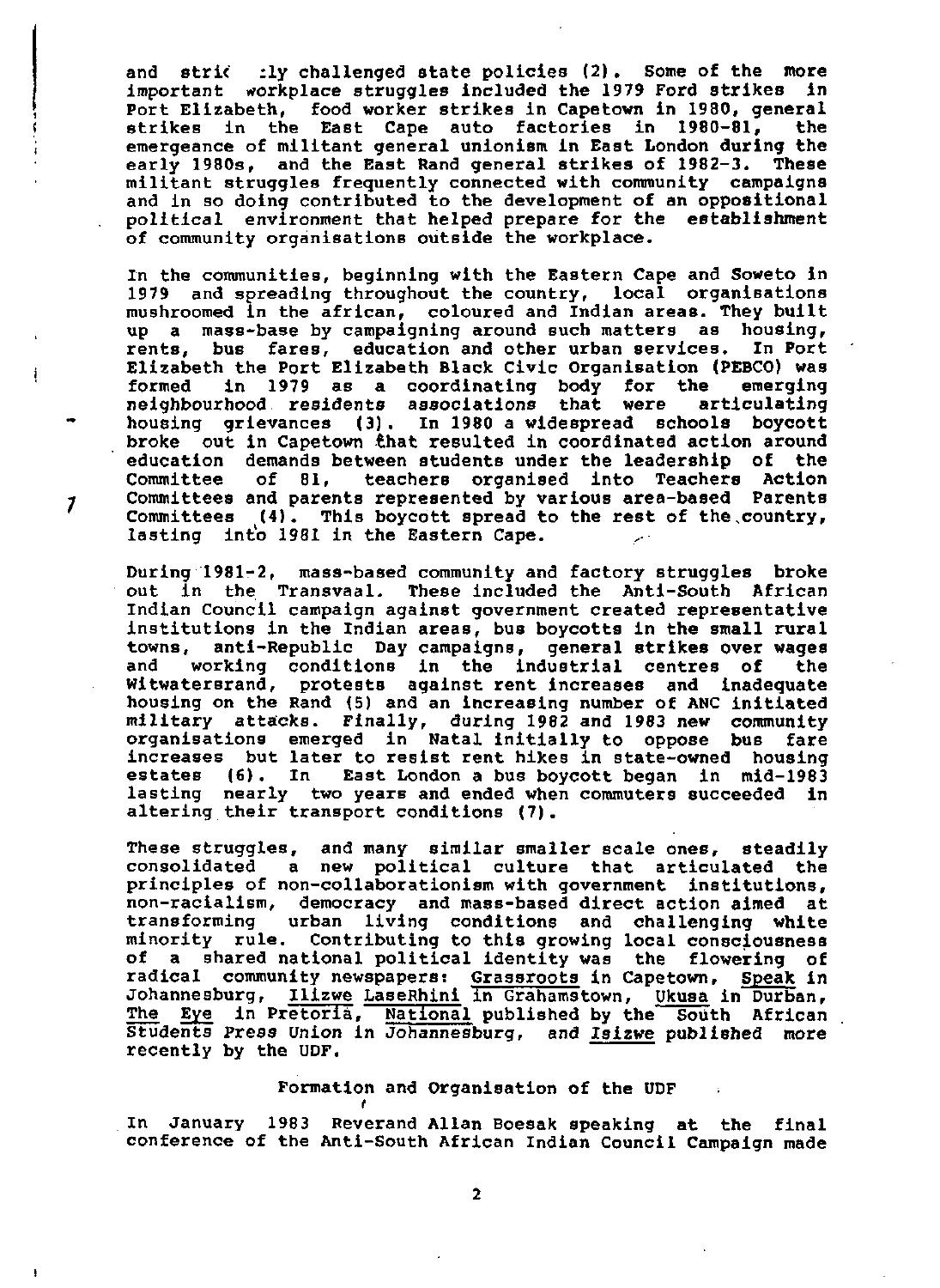and stri( :ly challenged state policies (2). Some of the more important workplace struggles included the 1979 Ford strikes in Port Elizabeth, food worker strikes in Capetown in 1980, general strikes in the East Cape auto factories in 1980-81, the emergeance of militant general unionism in East London during the early 1980s, and the East Rand general strikes of 1982-3. These militant struggles frequently connected with community campaigns and in so doing contributed to the development of an oppositional political environment that helped prepare for the establishment of community organisations outside the workplace.

In the communities, beginning with the Eastern Cape and Soweto in 1979 and spreading throughout the country, local organisations mushroomed in the african, coloured and Indian areas. They built up a mass-base by campaigning around such matters as housing, rents, bus fares, education and other urban services. In Port Elizabeth the Port Elizabeth Black Civic Organisation (PEBCO) was formed in 1979 as a coordinating body for the emerging neighbourhood residents associations that were articulating housing grievances (3). In 1980 a widespread schools boycott broke out in Capetown that resulted in coordinated action around education demands between students under the leadership of the Committee of 81, teachers organised into Teachers Action Committees and parents represented by various area-based Parents Committees (4). This boycott spread to the rest of the country, lasting into 1981 in the Eastern Cape.

During 1981-2, mass-based community and factory struggles broke out in the Transvaal. These included the Anti-South African Indian Council campaign against government created representative institutions in the Indian areas, bus boycotts in the small rural towns, anti-Republic Day campaigns, general strikes over wages and working conditions in the industrial centres of the Witwatersrand, protests against rent increases and inadequate housing on the Rand (5) and an increasing number of ANC initiated military attacks. Finally, during 1982 and 1983 new community organisations emerged in Natal initially to oppose bus fare increases but later to resist rent hikes in state-owned housing estates (6). In East London a bus boycott began in mid-1983 lasting nearly two years and ended when commuters succeeded in altering their transport conditions (7).

These struggles, and many similar smaller scale ones, steadily consolidated a new political culture that articulated the principles of non-collaborationism with government institutions, non-racialism, democracy and mass-based direct action aimed at transforming urban living conditions and challenging white minority rule. Contributing to this growing local consciousness of a shared national political identity was the flowering of radical community newspapers: Grassroots in Capetown, Speak in Johannesburg, Ilizwe LaseRhini in Grahamstown, Ukusa in Durban, The Eye in Pretoria, National published by the South African Students Press Union in Johannesburg, and Isizwe published more recently by the UDF.

## Formation and Organisation of the UDF

In January 1983 Reverand Allan Boesak speaking at the final conference of the Anti-South African Indian Council Campaign made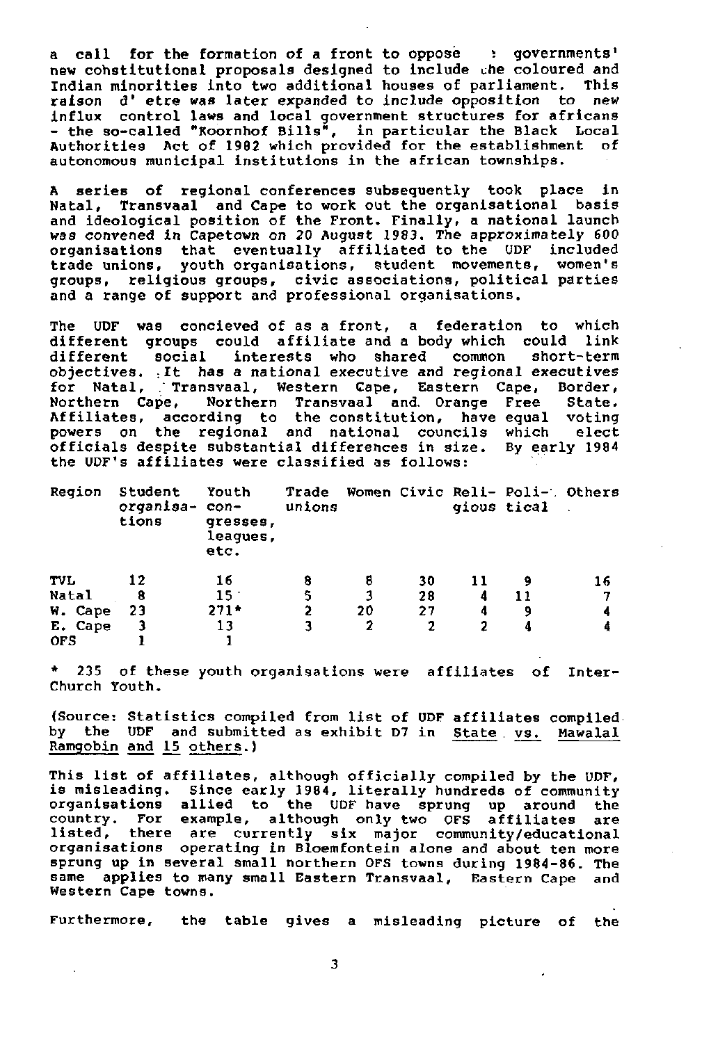a call for the formation of a front to oppose : governments' new cohstitutional proposals designed to include the coloured and Indian minorities into two additional houses of parliament. This raison d' etre was later expanded to include opposition to new influx control laws and local government structures for africans - the so-called "Koornhof Bills", in particular the Black Local Authorities Act of 1982 which provided for the establishment of autonomous municipal institutions in the african townships.

A series of regional conferences subsequently took place in Natal, Transvaal and Cape to work out the organisational basis and ideological position of the Front. Finally, a national launch was convened in Capetown on 20 August 1983. The approximately 600 organisations that eventually affiliated to the UDF included trade unions, youth organisations, student movements, women's groups, religious groups, civic associations, political parties and a range of support and professional organisations.

The UDF was concieved of as a front, a federation to which different groups could affiliate and a body which could link different social interests who shared common short-term objectives. It has a national executive and regional executives for Natal, Transvaal, Western Cape, Eastern Cape, Border, Northern Cape, Northern Transvaal and Orange Free State. Affiliates, according to the constitution, have equal voting powers on the regional and national councils which elect officials despite substantial differences in size. By early 1984 the UDF's affiliates were classified as follows:

| Region | Student organisations | Youth congresses, leagues, etc. | Trade unions | Women | Civic | Religious | Political | Others |
|---|---|---|---|---|---|---|---|---|
| TVL | 12 | 16 | 8 | 8 | 30 | 11 | 9 | 16 |
| Natal | 8 | 15 | 5 | 3 | 28 | 4 | 11 | 7 |
| W. Cape | 23 | 271* | 2 | 20 | 27 | 4 | 9 | 4 |
| E. Cape | 3 | 13 | 3 | 2 | 2 | 2 | 4 | 4 |
| OFS | 1 | 1 | | | | | | |

\* 235 of these youth organisations were affiliates of Inter-Church Youth.

(Source: Statistics compiled from list of UDF affiliates compiled by the UDF and submitted as exhibit D7 in State vs. Mawalal Ramgobin and 15 others.)

This list of affiliates, although officially compiled by the UDF, is misleading. Since early 1984, literally hundreds of community organisations allied to the UDF have sprung up around the country. For example, although only two OFS affiliates are listed, there are currently six major community/educational organisations operating in Bloemfontein alone and about ten more sprung up in several small northern OFS towns during 1984-86. The same applies to many small Eastern Transvaal, Eastern Cape and Western Cape towns.

Furthermore, the table gives a misleading picture of the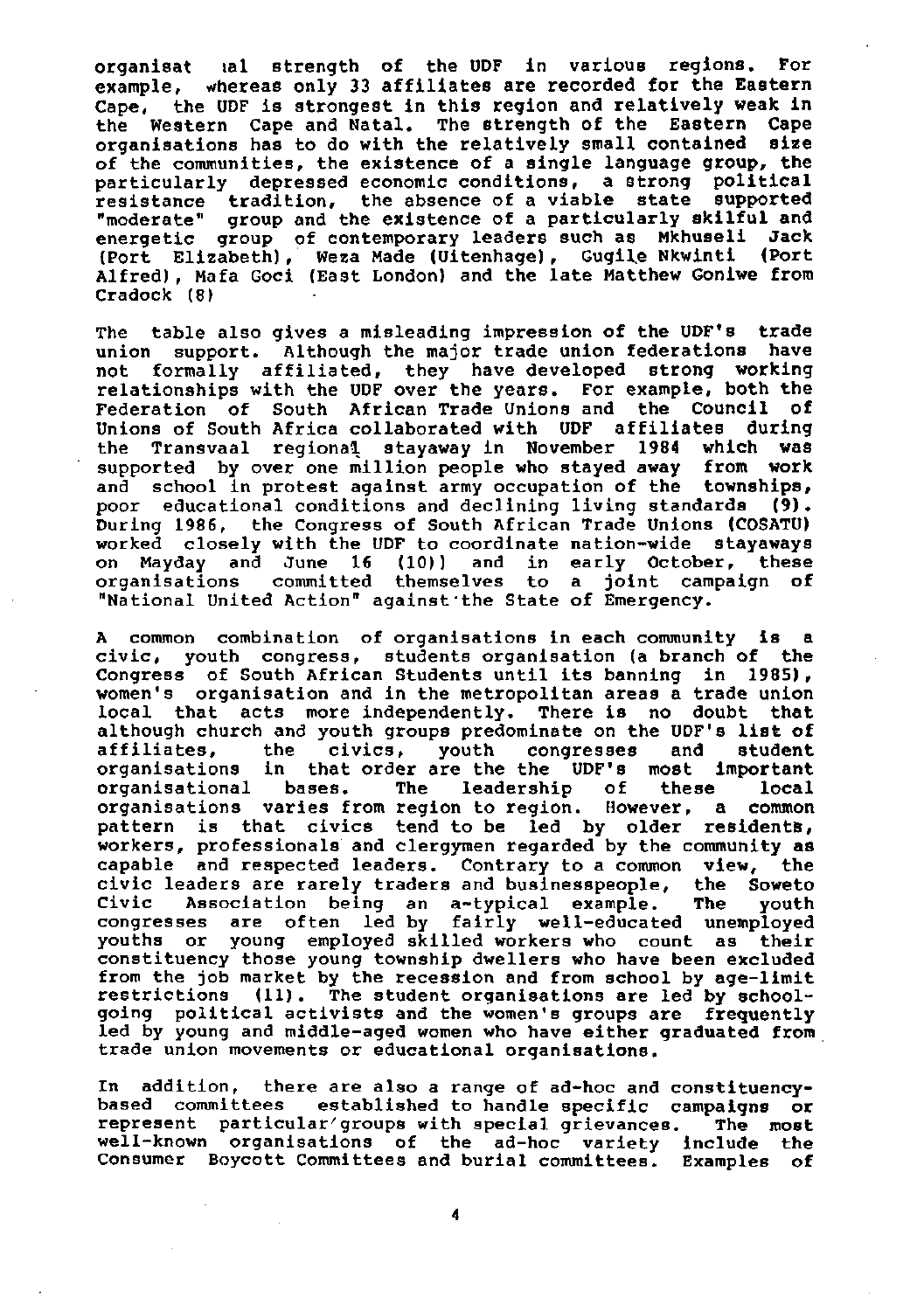organisat ıal strength of the UDF in various regions. For example, whereas only 33 affiliates are recorded for the Eastern Cape, the UDF is strongest in this region and relatively weak in the Western Cape and Natal. The strength of the Eastern Cape organisations has to do with the relatively small contained size of the communities, the existence of a single language group, the particularly depressed economic conditions, a strong political resistance tradition, the absence of a viable state supported "moderate" group and the existence of a particularly skilful and energetic group of contemporary leaders such as Mkhuseli Jack (Port Elizabeth), Weza Made (Uitenhage), Gugile Nkwinti (Port Alfred), Mafa Goci (East London) and the late Matthew Goniwe from Cradock (8)

The table also gives a misleading impression of the UDF's trade union support. Although the major trade union federations have not formally affiliated, they have developed strong working relationships with the UDF over the years. For example, both the Federation of South African Trade Unions and the Council of Unions of South Africa collaborated with UDF affiliates during the Transvaal regional stayaway in November 1984 which was supported by over one million people who stayed away from work and school in protest against army occupation of the townships, poor educational conditions and declining living standards (9). During 1986, the Congress of South African Trade Unions (COSATU) worked closely with the UDF to coordinate nation-wide stayaways on Mayday and June 16 (10)) and in early October, these organisations committed themselves to a joint campaign of "National United Action" against the State of Emergency.

A common combination of organisations in each community is a civic, youth congress, students organisation (a branch of the Congress of South African Students until its banning in 1985), women's organisation and in the metropolitan areas a trade union local that acts more independently. There is no doubt that although church and youth groups predominate on the UDF's list of affiliates, the civics, youth congresses and student organisations in that order are the the UDF's most important organisational bases. The leadership of these local organisations varies from region to region. However, a common pattern is that civics tend to be led by older residents, workers, professionals and clergymen regarded by the community as capable and respected leaders. Contrary to a common view, the civic leaders are rarely traders and businesspeople, the Soweto Civic Association being an a-typical example. The youth congresses are often led by fairly well-educated unemployed youths or young employed skilled workers who count as their constituency those young township dwellers who have been excluded from the job market by the recession and from school by age-limit restrictions (11). The student organisations are led by school-going political activists and the women's groups are frequently led by young and middle-aged women who have either graduated from trade union movements or educational organisations.

In addition, there are also a range of ad-hoc and constituency-based committees established to handle specific campaigns or represent particular groups with special grievances. The most well-known organisations of the ad-hoc variety include the Consumer Boycott Committees and burial committees. Examples of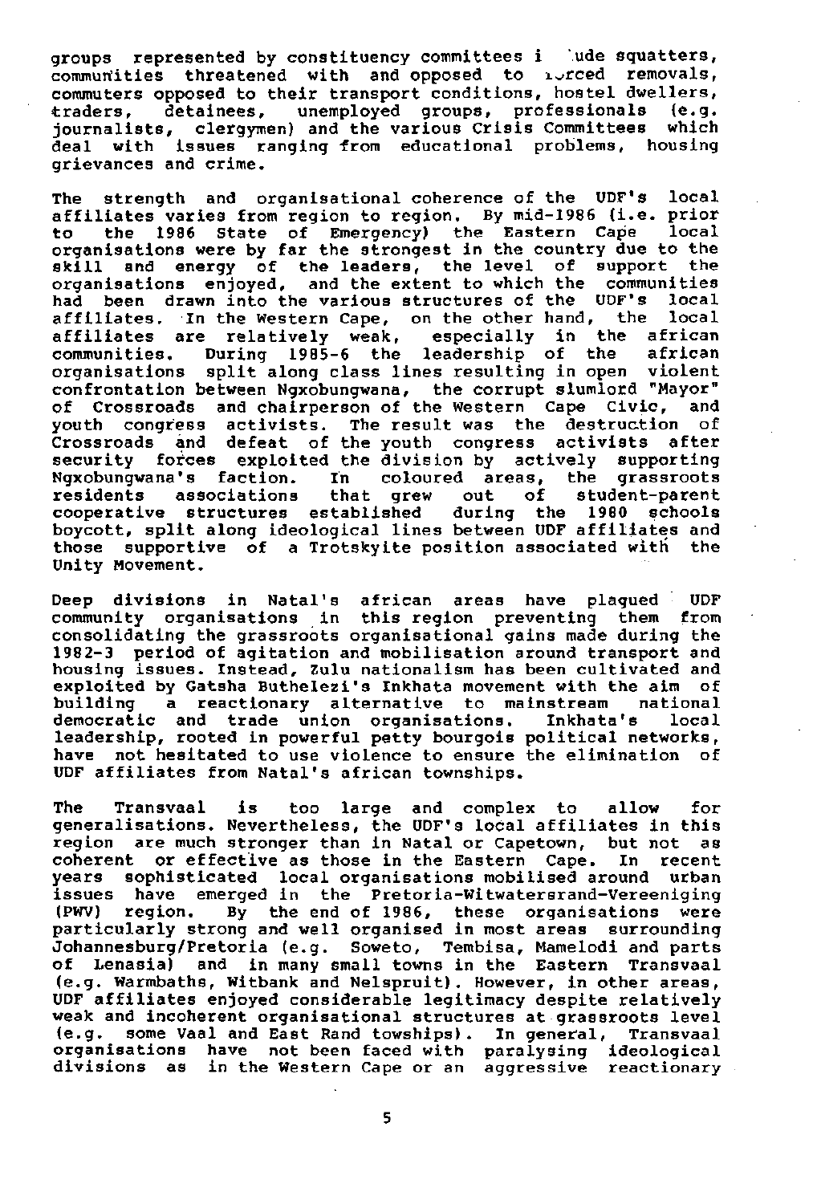groups represented by constituency committees include squatters, communities threatened with and opposed to forced removals, commuters opposed to their transport conditions, hostel dwellers, traders, detainees, unemployed groups, professionals (e.g. journalists, clergymen) and the various Crisis Committees which deal with issues ranging from educational problems, housing grievances and crime.

The strength and organisational coherence of the UDF's local affiliates varies from region to region. By mid-1986 (i.e. prior to the 1986 State of Emergency) the Eastern Cape local organisations were by far the strongest in the country due to the skill and energy of the leaders, the level of support the organisations enjoyed, and the extent to which the communities had been drawn into the various structures of the UDF's local affiliates. In the Western Cape, on the other hand, the local affiliates are relatively weak, especially in the african communities. During 1985-6 the leadership of the african organisations split along class lines resulting in open violent confrontation between Ngxobungwana, the corrupt slumlord "Mayor" of Crossroads and chairperson of the Western Cape Civic, and youth congress activists. The result was the destruction of Crossroads and defeat of the youth congress activists after security forces exploited the division by actively supporting Ngxobungwana's faction. In coloured areas, the grassroots residents associations that grew out of student-parent cooperative structures established during the 1980 schools boycott, split along ideological lines between UDF affiliates and those supportive of a Trotskyite position associated with the Unity Movement.

Deep divisions in Natal's african areas have plagued UDF community organisations in this region preventing them from consolidating the grassroots organisational gains made during the 1982-3 period of agitation and mobilisation around transport and housing issues. Instead, Zulu nationalism has been cultivated and exploited by Gatsha Buthelezi's Inkhata movement with the aim of building a reactionary alternative to mainstream national democratic and trade union organisations. Inkhata's local leadership, rooted in powerful petty bourgois political networks, have not hesitated to use violence to ensure the elimination of UDF affiliates from Natal's african townships.

The Transvaal is too large and complex to allow for generalisations. Nevertheless, the UDF's local affiliates in this region are much stronger than in Natal or Capetown, but not as coherent or effective as those in the Eastern Cape. In recent years sophisticated local organisations mobilised around urban issues have emerged in the Pretoria-Witwatersrand-Vereeniging (PWV) region. By the end of 1986, these organisations were particularly strong and well organised in most areas surrounding Johannesburg/Pretoria (e.g. Soweto, Tembisa, Mamelodi and parts of Lenasia) and in many small towns in the Eastern Transvaal (e.g. Warmbaths, Witbank and Nelspruit). However, in other areas, UDF affiliates enjoyed considerable legitimacy despite relatively weak and incoherent organisational structures at grassroots level (e.g. some Vaal and East Rand towships). In general, Transvaal organisations have not been faced with paralysing ideological divisions as in the Western Cape or an aggressive reactionary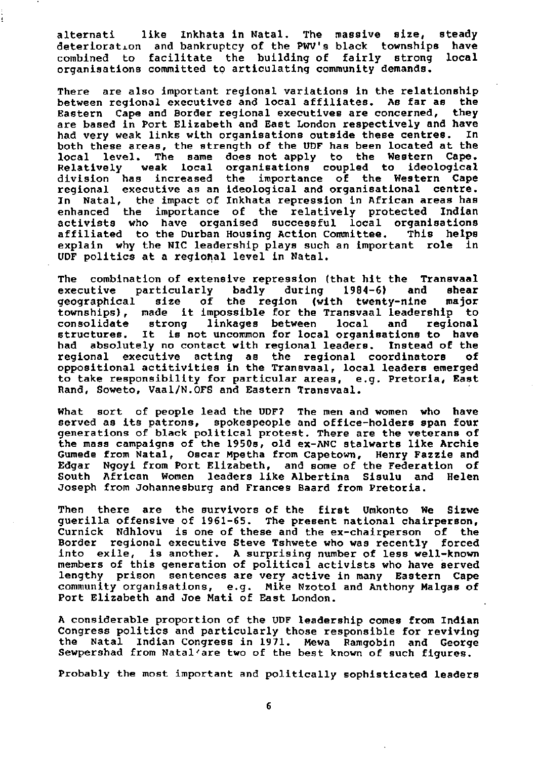alternati like Inkhata in Natal. The massive size, steady deterioration and bankruptcy of the PWV's black townships have combined to facilitate the building of fairly strong local organisations committed to articulating community demands.

There are also important regional variations in the relationship between regional executives and local affiliates. As far as the Eastern Cape and Border regional executives are concerned, they are based in Port Elizabeth and East London respectively and have had very weak links with organisations outside these centres. In both these areas, the strength of the UDF has been located at the local level. The same does not apply to the Western Cape. Relatively weak local organisations coupled to ideological division has increased the importance of the Western Cape regional executive as an ideological and organisational centre. In Natal, the impact of Inkhata repression in African areas has enhanced the importance of the relatively protected Indian activists who have organised successful local organisations affiliated to the Durban Housing Action Committee. This helps explain why the NIC leadership plays such an important role in UDF politics at a regional level in Natal.

The combination of extensive repression (that hit the Transvaal executive particularly badly during 1984-6) and shear geographical size of the region (with twenty-nine major townships), made it impossible for the Transvaal leadership to consolidate strong linkages between local and regional structures. It is not uncommon for local organisations to have had absolutely no contact with regional leaders. Instead of the regional executive acting as the regional coordinators of oppositional actitivities in the Transvaal, local leaders emerged to take responsibility for particular areas, e.g. Pretoria, East Rand, Soweto, Vaal/N.OFS and Eastern Transvaal.

What sort of people lead the UDF? The men and women who have served as its patrons, spokespeople and office-holders span four generations of black political protest. There are the veterans of the mass campaigns of the 1950s, old ex-ANC stalwarts like Archie Gumede from Natal, Oscar Mpetha from Capetown, Henry Fazzie and Edgar Ngoyi from Port Elizabeth, and some of the Federation of South African Women leaders like Albertina Sisulu and Helen Joseph from Johannesburg and Frances Baard from Pretoria.

Then there are the survivors of the first Umkonto We Sizwe guerilla offensive of 1961-65. The present national chairperson, Curnick Ndhlovu is one of these and the ex-chairperson of the Border regional executive Steve Tshwete who was recently forced into exile, is another. A surprising number of less well-known members of this generation of political activists who have served lengthy prison sentences are very active in many Eastern Cape community organisations, e.g. Mike Nzotoi and Anthony Malgas of Port Elizabeth and Joe Mati of East London.

A considerable proportion of the UDF leadership comes from Indian Congress politics and particularly those responsible for reviving the Natal Indian Congress in 1971. Mewa Ramgobin and George Sewpershad from Natal are two of the best known of such figures.

Probably the most important and politically sophisticated leaders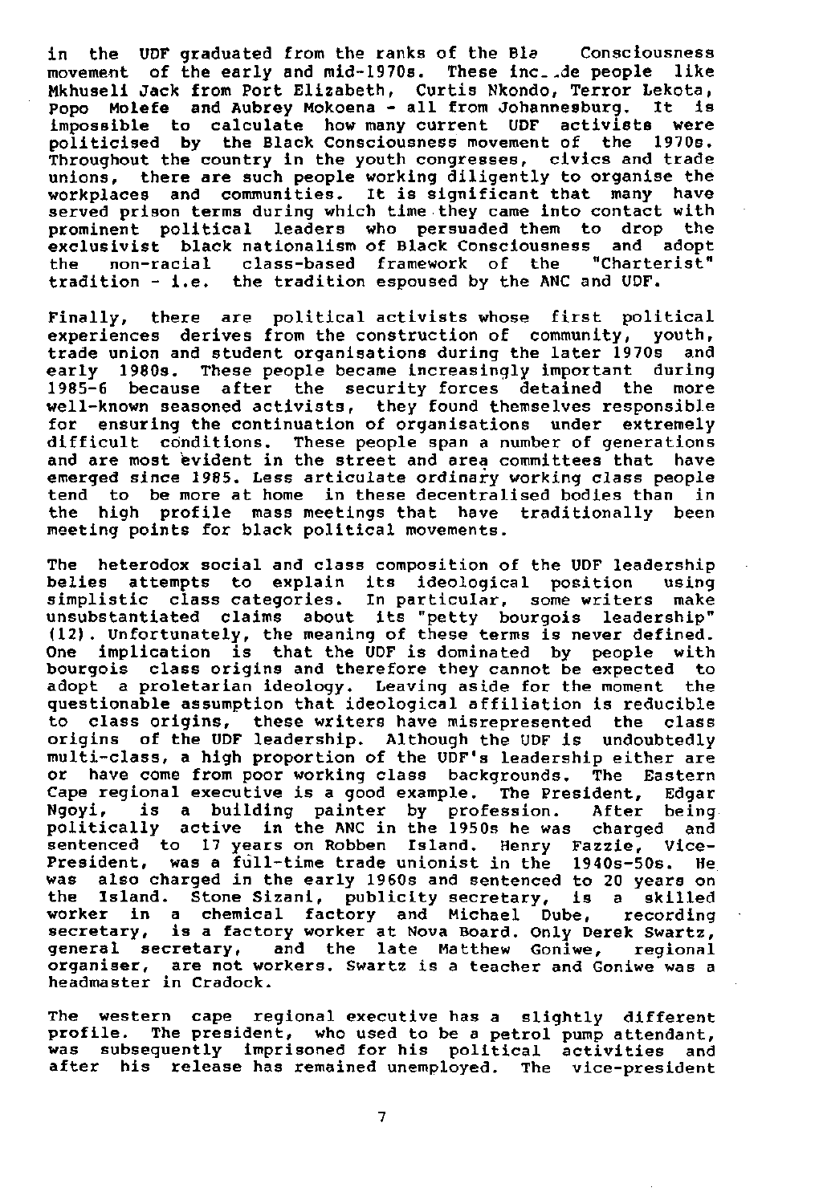in the UDF graduated from the ranks of the Bla Consciousness movement of the early and mid-1970s. These inc..de people like Mkhuseli Jack from Port Elizabeth, Curtis Nkondo, Terror Lekota, Popo Molefe and Aubrey Mokoena - all from Johannesburg. It is impossible to calculate how many current UDF activists were politicised by the Black Consciousness movement of the 1970s. Throughout the country in the youth congresses, civics and trade unions, there are such people working diligently to organise the workplaces and communities. It is significant that many have served prison terms during which time they came into contact with prominent political leaders who persuaded them to drop the exclusivist black nationalism of Black Consciousness and adopt the non-racial class-based framework of the "Charterist" tradition - i.e. the tradition espoused by the ANC and UDF.

Finally, there are political activists whose first political experiences derives from the construction of community, youth, trade union and student organisations during the later 1970s and early 1980s. These people became increasingly important during 1985-6 because after the security forces detained the more well-known seasoned activists, they found themselves responsible for ensuring the continuation of organisations under extremely difficult conditions. These people span a number of generations and are most evident in the street and area committees that have emerged since 1985. Less articulate ordinary working class people tend to be more at home in these decentralised bodies than in the high profile mass meetings that have traditionally been meeting points for black political movements.

The heterodox social and class composition of the UDF leadership belies attempts to explain its ideological position using simplistic class categories. In particular, some writers make unsubstantiated claims about its "petty bourgois leadership" (12). Unfortunately, the meaning of these terms is never defined. One implication is that the UDF is dominated by people with bourgois class origins and therefore they cannot be expected to adopt a proletarian ideology. Leaving aside for the moment the questionable assumption that ideological affiliation is reducible to class origins, these writers have misrepresented the class origins of the UDF leadership. Although the UDF is undoubtedly multi-class, a high proportion of the UDF's leadership either are or have come from poor working class backgrounds. The Eastern Cape regional executive is a good example. The President, Edgar Ngoyi, is a building painter by profession. After being politically active in the ANC in the 1950s he was charged and sentenced to 17 years on Robben Island. Henry Fazzie, Vice-President, was a full-time trade unionist in the 1940s-50s. He was also charged in the early 1960s and sentenced to 20 years on the Island. Stone Sizani, publicity secretary, is a skilled worker in a chemical factory and Michael Dube, recording secretary, is a factory worker at Nova Board. Only Derek Swartz, general secretary, and the late Matthew Goniwe, regional organiser, are not workers. Swartz is a teacher and Goniwe was a headmaster in Cradock.

The western cape regional executive has a slightly different profile. The president, who used to be a petrol pump attendant, was subsequently imprisoned for his political activities and after his release has remained unemployed. The vice-president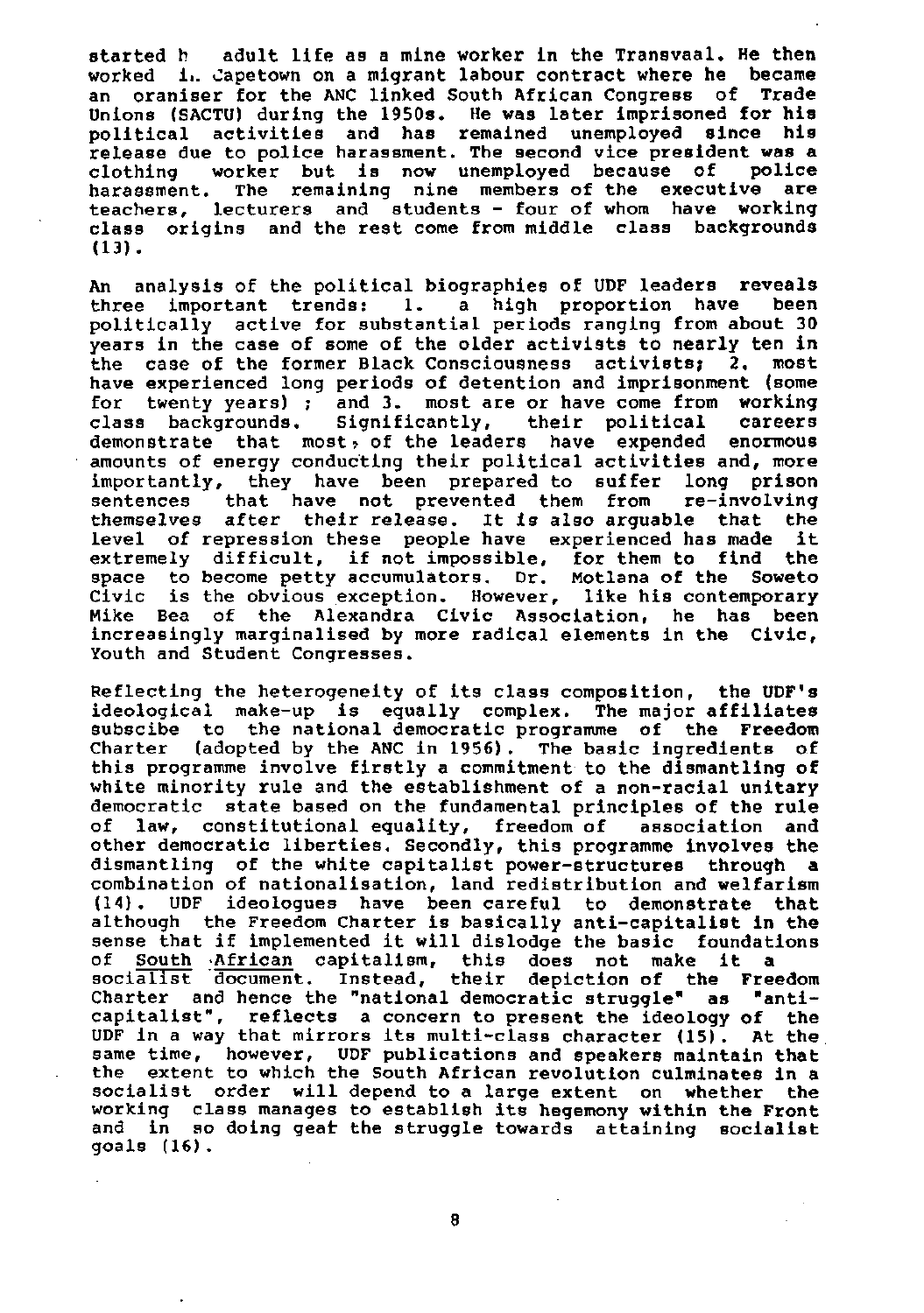started h adult life as a mine worker in the Transvaal. He then worked i.. Capetown on a migrant labour contract where he became an oraniser for the ANC linked South African Congress of Trade Unions (SACTU) during the 1950s. He was later imprisoned for his political activities and has remained unemployed since his release due to police harassment. The second vice president was a clothing worker but is now unemployed because of police harassment. The remaining nine members of the executive are teachers, lecturers and students - four of whom have working class origins and the rest come from middle class backgrounds (13).

An analysis of the political biographies of UDF leaders reveals three important trends: 1. a high proportion have been politically active for substantial periods ranging from about 30 years in the case of some of the older activists to nearly ten in the case of the former Black Consciousness activists; 2. most have experienced long periods of detention and imprisonment (some for twenty years) ; and 3. most are or have come from working class backgrounds. Significantly, their political careers demonstrate that most of the leaders have expended enormous amounts of energy conducting their political activities and, more importantly, they have been prepared to suffer long prison sentences that have not prevented them from re-involving themselves after their release. It is also arguable that the level of repression these people have experienced has made it extremely difficult, if not impossible, for them to find the space to become petty accumulators. Dr. Motlana of the Soweto Civic is the obvious exception. However, like his contemporary Mike Bea of the Alexandra Civic Association, he has been increasingly marginalised by more radical elements in the Civic, Youth and Student Congresses.

Reflecting the heterogeneity of its class composition, the UDF's ideological make-up is equally complex. The major affiliates subscibe to the national democratic programme of the Freedom Charter (adopted by the ANC in 1956). The basic ingredients of this programme involve firstly a commitment to the dismantling of white minority rule and the establishment of a non-racial unitary democratic state based on the fundamental principles of the rule of law, constitutional equality, freedom of association and other democratic liberties. Secondly, this programme involves the dismantling of the white capitalist power-structures through a combination of nationalisation, land redistribution and welfarism (14). UDF ideologues have been careful to demonstrate that although the Freedom Charter is basically anti-capitalist in the sense that if implemented it will dislodge the basic foundations of <u>South African</u> capitalism, this does not make it a <u>socialist</u> document. Instead, their depiction of the Freedom Charter and hence the "national democratic struggle" as "anti-capitalist", reflects a concern to present the ideology of the UDF in a way that mirrors its multi-class character (15). At the same time, however, UDF publications and speakers maintain that the extent to which the South African revolution culminates in a socialist order will depend to a large extent on whether the working class manages to establish its hegemony within the Front and in so doing geat the struggle towards attaining socialist goals (16).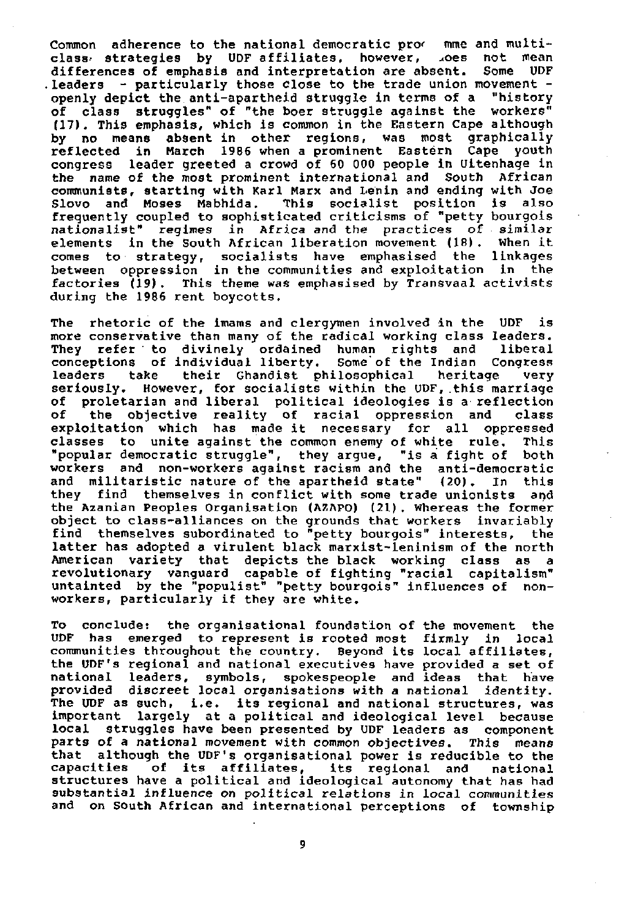Common adherence to the national democratic pro⁄ mme and multi-class strategies by UDF affiliates, however, ⁄oes not mean differences of emphasis and interpretation are absent. Some UDF leaders - particularly those close to the trade union movement - openly depict the anti-apartheid struggle in terms of a "history of class struggles" of "the boer struggle against the workers" (17). This emphasis, which is common in the Eastern Cape although by no means absent in other regions, was most graphically reflected in March 1986 when a prominent Eastern Cape youth congress leader greeted a crowd of 60 000 people in Uitenhage in the name of the most prominent international and South African communists, starting with Karl Marx and Lenin and ending with Joe Slovo and Moses Mabhida. This socialist position is also frequently coupled to sophisticated criticisms of "petty bourgois nationalist" regimes in Africa and the practices of similar elements in the South African liberation movement (18). When it comes to strategy, socialists have emphasised the linkages between oppression in the communities and exploitation in the factories (19). This theme was emphasised by Transvaal activists during the 1986 rent boycotts.

The rhetoric of the imams and clergymen involved in the UDF is more conservative than many of the radical working class leaders. They refer to divinely ordained human rights and liberal conceptions of individual liberty. Some of the Indian Congress leaders take their Ghandist philosophical heritage very seriously. However, for socialists within the UDF, this marriage of proletarian and liberal political ideologies is a reflection of the objective reality of racial oppression and class exploitation which has made it necessary for all oppressed classes to unite against the common enemy of white rule. This "popular democratic struggle", they argue, "is a fight of both workers and non-workers against racism and the anti-democratic and militaristic nature of the apartheid state" (20). In this they find themselves in conflict with some trade unionists and the Azanian Peoples Organisation (AZAPO) (21). Whereas the former object to class-alliances on the grounds that workers invariably find themselves subordinated to "petty bourgois" interests, the latter has adopted a virulent black marxist-leninism of the north American variety that depicts the black working class as a revolutionary vanguard capable of fighting "racial capitalism" untainted by the "populist" "petty bourgois" influences of non-workers, particularly if they are white.

To conclude: the organisational foundation of the movement the UDF has emerged to represent is rooted most firmly in local communities throughout the country. Beyond its local affiliates, the UDF's regional and national executives have provided a set of national leaders, symbols, spokespeople and ideas that have provided discreet local organisations with a national identity. The UDF as such, i.e. its regional and national structures, was important largely at a political and ideological level because local struggles have been presented by UDF leaders as component parts of a national movement with common objectives. This means that although the UDF's organisational power is reducible to the capacities of its affiliates, its regional and national structures have a political and ideological autonomy that has had substantial influence on political relations in local communities and on South African and international perceptions of township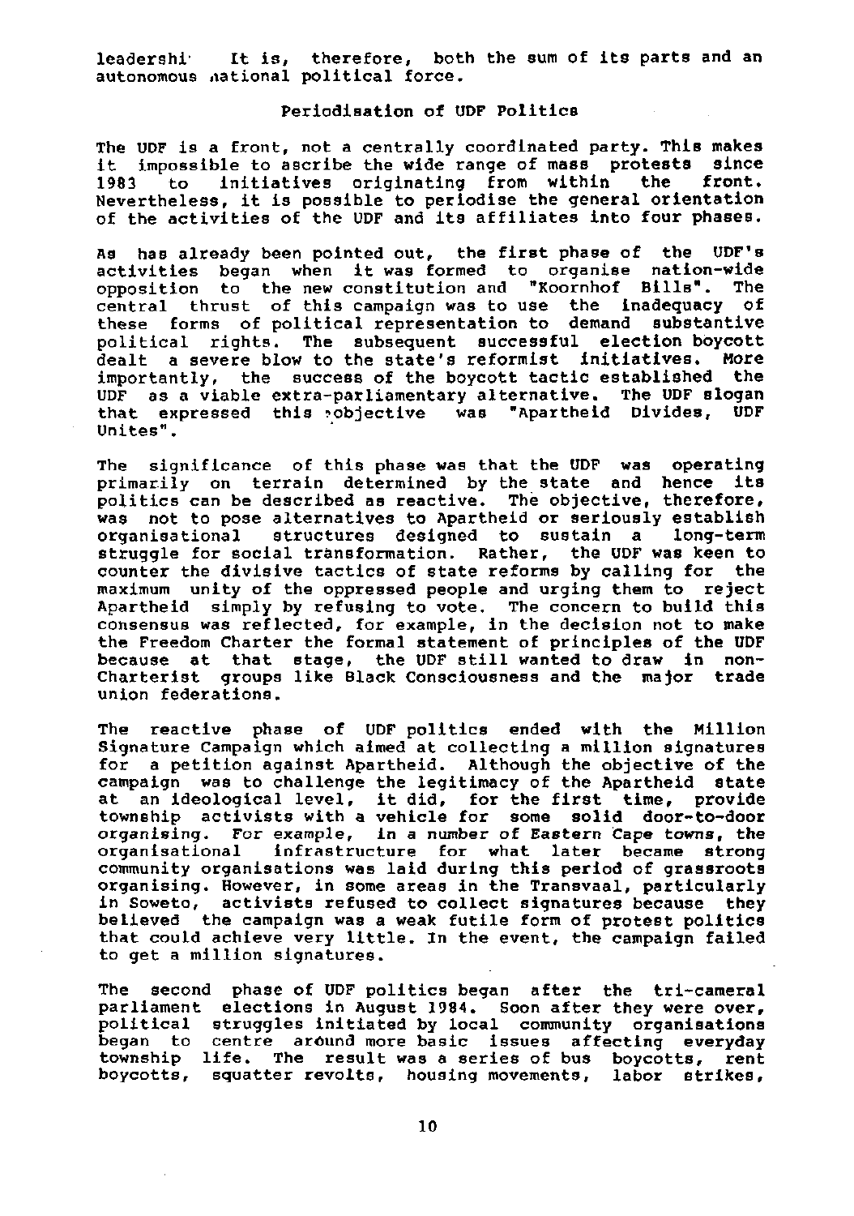leadershi It is, therefore, both the sum of its parts and an autonomous national political force.

## Periodisation of UDF Politics

The UDF is a front, not a centrally coordinated party. This makes it impossible to ascribe the wide range of mass protests since 1983 to initiatives originating from within the front. Nevertheless, it is possible to periodise the general orientation of the activities of the UDF and its affiliates into four phases.

As has already been pointed out, the first phase of the UDF's activities began when it was formed to organise nation-wide opposition to the new constitution and "Koornhof Bills". The central thrust of this campaign was to use the inadequacy of these forms of political representation to demand substantive political rights. The subsequent successful election boycott dealt a severe blow to the state's reformist initiatives. More importantly, the success of the boycott tactic established the UDF as a viable extra-parliamentary alternative. The UDF slogan that expressed this objective was "Apartheid Divides, UDF Unites".

The significance of this phase was that the UDF was operating primarily on terrain determined by the state and hence its politics can be described as reactive. The objective, therefore, was not to pose alternatives to Apartheid or seriously establish organisational structures designed to sustain a long-term struggle for social transformation. Rather, the UDF was keen to counter the divisive tactics of state reforms by calling for the maximum unity of the oppressed people and urging them to reject Apartheid simply by refusing to vote. The concern to build this consensus was reflected, for example, in the decision not to make the Freedom Charter the formal statement of principles of the UDF because at that stage, the UDF still wanted to draw in non-Charterist groups like Black Consciousness and the major trade union federations.

The reactive phase of UDF politics ended with the Million Signature Campaign which aimed at collecting a million signatures for a petition against Apartheid. Although the objective of the campaign was to challenge the legitimacy of the Apartheid state at an ideological level, it did, for the first time, provide township activists with a vehicle for some solid door-to-door organising. For example, in a number of Eastern Cape towns, the organisational infrastructure for what later became strong community organisations was laid during this period of grassroots organising. However, in some areas in the Transvaal, particularly in Soweto, activists refused to collect signatures because they believed the campaign was a weak futile form of protest politics that could achieve very little. In the event, the campaign failed to get a million signatures.

The second phase of UDF politics began after the tri-cameral parliament elections in August 1984. Soon after they were over, political struggles initiated by local community organisations began to centre around more basic issues affecting everyday township life. The result was a series of bus boycotts, rent boycotts, squatter revolts, housing movements, labor strikes,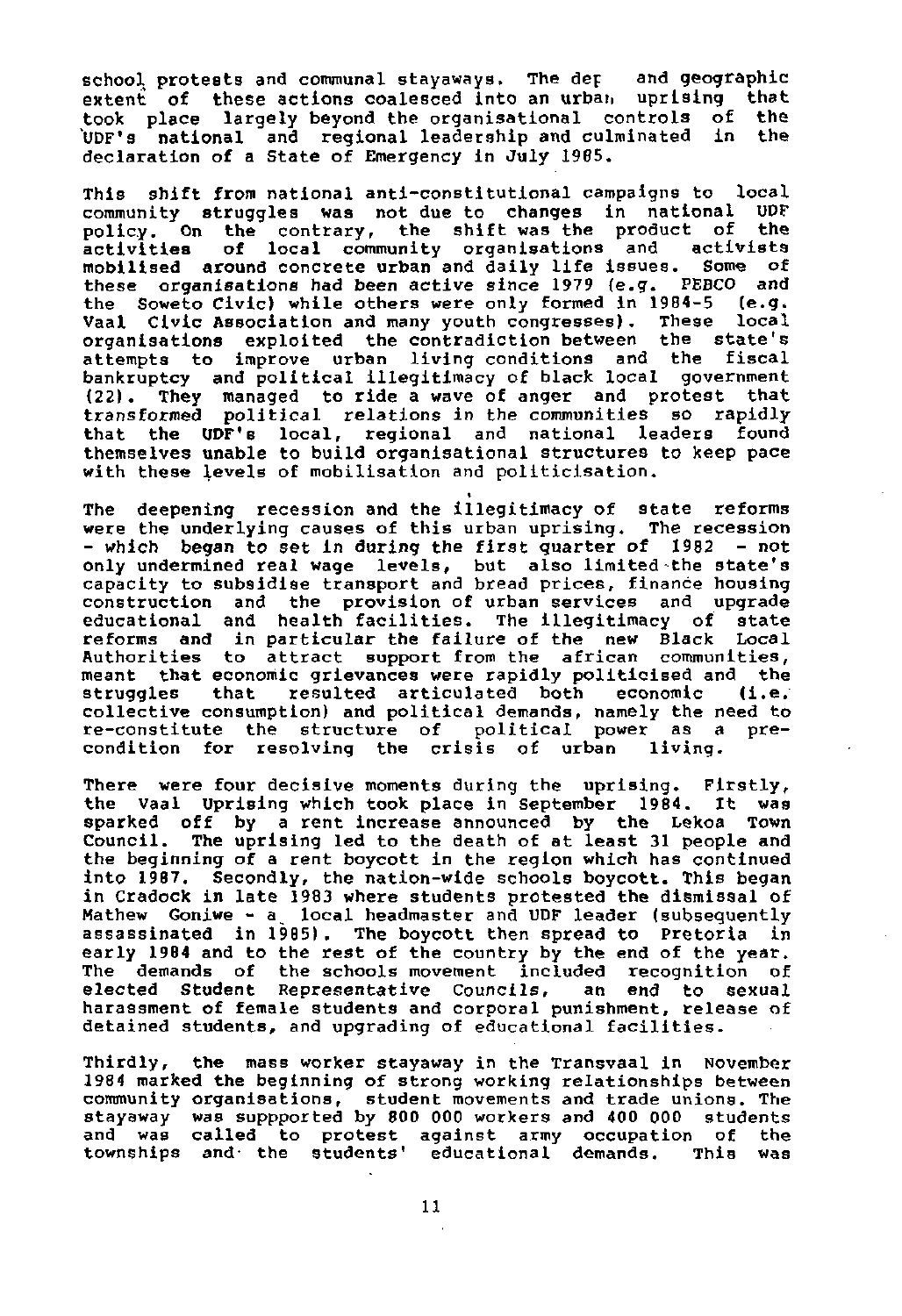school protests and communal stayaways. The der and geographic extent of these actions coalesced into an urban uprising that took place largely beyond the organisational controls of the UDF's national and regional leadership and culminated in the declaration of a State of Emergency in July 1985.

This shift from national anti-constitutional campaigns to local community struggles was not due to changes in national UDF policy. On the contrary, the shift was the product of the activities of local community organisations and activists mobilised around concrete urban and daily life issues. Some of these organisations had been active since 1979 (e.g. PEBCO and the Soweto Civic) while others were only formed in 1984-5 (e.g. Vaal Civic Association and many youth congresses). These local organisations exploited the contradiction between the state's attempts to improve urban living conditions and the fiscal bankruptcy and political illegitimacy of black local government (22). They managed to ride a wave of anger and protest that transformed political relations in the communities so rapidly that the UDF's local, regional and national leaders found themselves unable to build organisational structures to keep pace with these levels of mobilisation and politicisation.

The deepening recession and the illegitimacy of state reforms were the underlying causes of this urban uprising. The recession - which began to set in during the first quarter of 1982 - not only undermined real wage levels, but also limited the state's capacity to subsidise transport and bread prices, finance housing construction and the provision of urban services and upgrade educational and health facilities. The illegitimacy of state reforms and in particular the failure of the new Black Local Authorities to attract support from the african communities, meant that economic grievances were rapidly politicised and the struggles that resulted articulated both economic (i.e. collective consumption) and political demands, namely the need to re-constitute the structure of political power as a pre-condition for resolving the crisis of urban living.

There were four decisive moments during the uprising. Firstly, the Vaal Uprising which took place in September 1984. It was sparked off by a rent increase announced by the Lekoa Town Council. The uprising led to the death of at least 31 people and the beginning of a rent boycott in the region which has continued into 1987. Secondly, the nation-wide schools boycott. This began in Cradock in late 1983 where students protested the dismissal of Mathew Goniwe - a local headmaster and UDF leader (subsequently assassinated in 1985). The boycott then spread to Pretoria in early 1984 and to the rest of the country by the end of the year. The demands of the schools movement included recognition of elected Student Representative Councils, an end to sexual harassment of female students and corporal punishment, release of detained students, and upgrading of educational facilities.

Thirdly, the mass worker stayaway in the Transvaal in November 1984 marked the beginning of strong working relationships between community organisations, student movements and trade unions. The stayaway was suppported by 800 000 workers and 400 000 students and was called to protest against army occupation of the townships and the students' educational demands. This was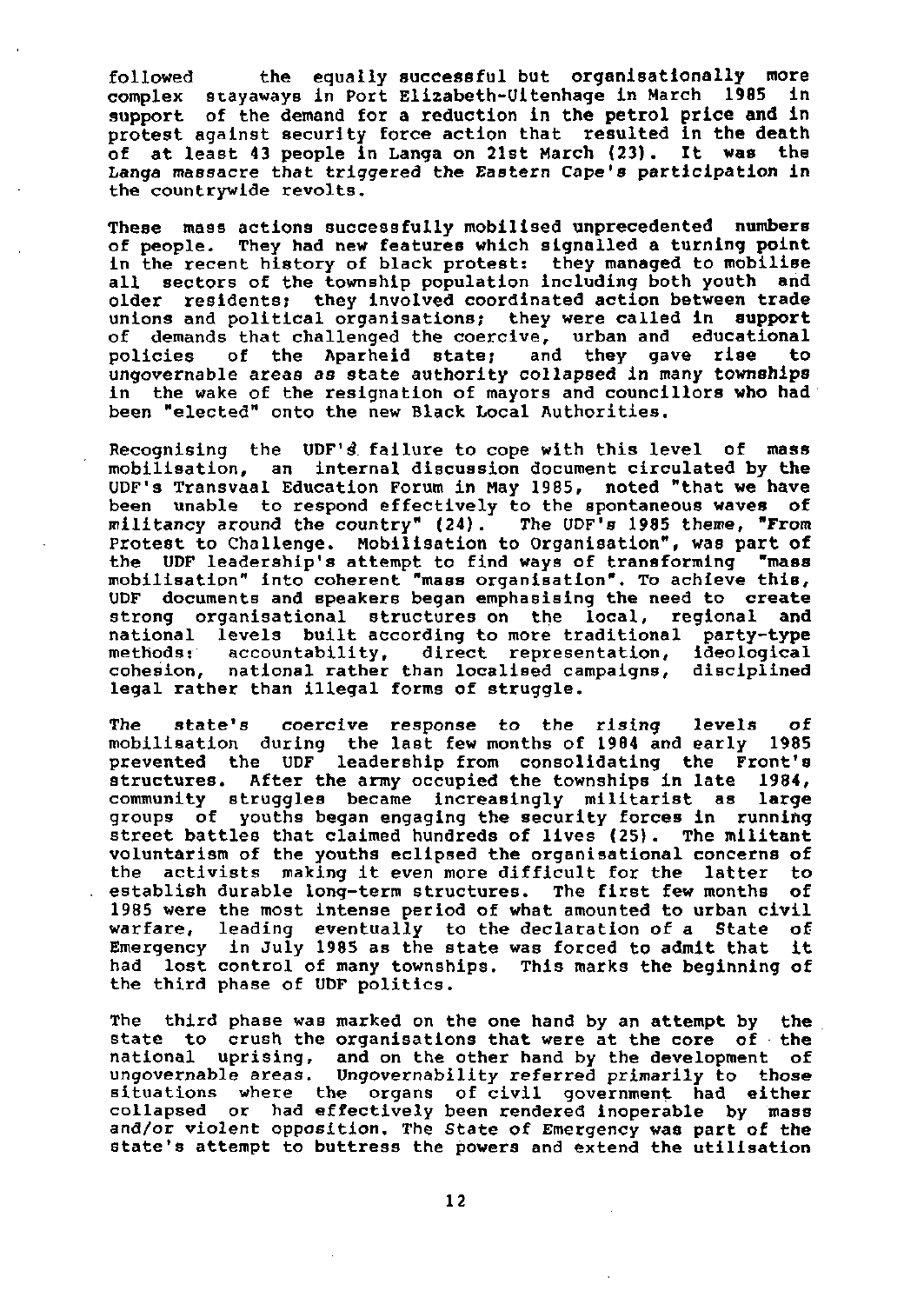followed the equally successful but organisationally more complex stayaways in Port Elizabeth-Uitenhage in March 1985 in support of the demand for a reduction in the petrol price and in protest against security force action that resulted in the death of at least 43 people in Langa on 21st March (23). It was the Langa massacre that triggered the Eastern Cape's participation in the countrywide revolts.

These mass actions successfully mobilised unprecedented numbers of people. They had new features which signalled a turning point in the recent history of black protest: they managed to mobilise all sectors of the township population including both youth and older residents; they involved coordinated action between trade unions and political organisations; they were called in support of demands that challenged the coercive, urban and educational policies of the Aparheid state; and they gave rise to ungovernable areas as state authority collapsed in many townships in the wake of the resignation of mayors and councillors who had been "elected" onto the new Black Local Authorities.

Recognising the UDF's failure to cope with this level of mass mobilisation, an internal discussion document circulated by the UDF's Transvaal Education Forum in May 1985, noted "that we have been unable to respond effectively to the spontaneous waves of militancy around the country" (24). The UDF's 1985 theme, "From Protest to Challenge. Mobilisation to Organisation", was part of the UDF leadership's attempt to find ways of transforming "mass mobilisation" into coherent "mass organisation". To achieve this, UDF documents and speakers began emphasising the need to create strong organisational structures on the local, regional and national levels built according to more traditional party-type methods: accountability, direct representation, ideological cohesion, national rather than localised campaigns, disciplined legal rather than illegal forms of struggle.

The state's coercive response to the rising levels of mobilisation during the last few months of 1984 and early 1985 prevented the UDF leadership from consolidating the Front's structures. After the army occupied the townships in late 1984, community struggles became increasingly militarist as large groups of youths began engaging the security forces in running street battles that claimed hundreds of lives (25). The militant voluntarism of the youths eclipsed the organisational concerns of the activists making it even more difficult for the latter to establish durable long-term structures. The first few months of 1985 were the most intense period of what amounted to urban civil warfare, leading eventually to the declaration of a State of Emergency in July 1985 as the state was forced to admit that it had lost control of many townships. This marks the beginning of the third phase of UDF politics.

The third phase was marked on the one hand by an attempt by the state to crush the organisations that were at the core of the national uprising, and on the other hand by the development of ungovernable areas. Ungovernability referred primarily to those situations where the organs of civil government had either collapsed or had effectively been rendered inoperable by mass and/or violent opposition. The State of Emergency was part of the state's attempt to buttress the powers and extend the utilisation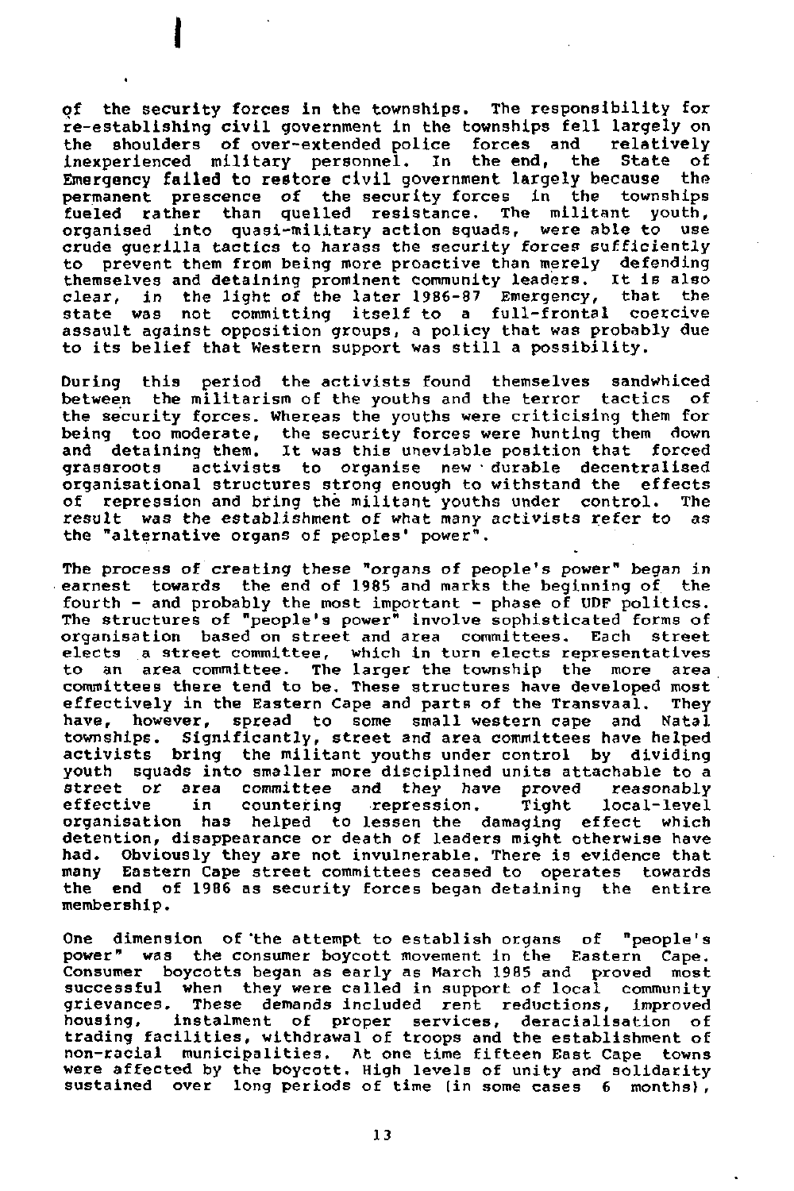of the security forces in the townships. The responsibility for re-establishing civil government in the townships fell largely on the shoulders of over-extended police forces and relatively inexperienced military personnel. In the end, the State of Emergency failed to restore civil government largely because the permanent presence of the security forces in the townships fueled rather than quelled resistance. The militant youth, organised into quasi-military action squads, were able to use crude guerilla tactics to harass the security forces sufficiently to prevent them from being more proactive than merely defending themselves and detaining prominent community leaders. It is also clear, in the light of the later 1986-87 Emergency, that the state was not committing itself to a full-frontal coercive assault against opposition groups, a policy that was probably due to its belief that Western support was still a possibility.

During this period the activists found themselves sandwhiced between the militarism of the youths and the terror tactics of the security forces. Whereas the youths were criticising them for being too moderate, the security forces were hunting them down and detaining them. It was this uneviable position that forced grassroots activists to organise new durable decentralised organisational structures strong enough to withstand the effects of repression and bring the militant youths under control. The result was the establishment of what many activists refer to as the "alternative organs of peoples' power".

The process of creating these "organs of people's power" began in earnest towards the end of 1985 and marks the beginning of the fourth - and probably the most important - phase of UDF politics. The structures of "people's power" involve sophisticated forms of organisation based on street and area committees. Each street elects a street committee, which in turn elects representatives to an area committee. The larger the township the more area committees there tend to be. These structures have developed most effectively in the Eastern Cape and parts of the Transvaal. They have, however, spread to some small western cape and Natal townships. Significantly, street and area committees have helped activists bring the militant youths under control by dividing youth squads into smaller more disciplined units attachable to a street or area committee and they have proved reasonably effective in countering repression. Tight local-level organisation has helped to lessen the damaging effect which detention, disappearance or death of leaders might otherwise have had. Obviously they are not invulnerable. There is evidence that many Eastern Cape street committees ceased to operates towards the end of 1986 as security forces began detaining the entire membership.

One dimension of the attempt to establish organs of "people's power" was the consumer boycott movement in the Eastern Cape. Consumer boycotts began as early as March 1985 and proved most successful when they were called in support of local community grievances. These demands included rent reductions, improved housing, instalment of proper services, deracialisation of trading facilities, withdrawal of troops and the establishment of non-racial municipalities. At one time fifteen East Cape towns were affected by the boycott. High levels of unity and solidarity sustained over long periods of time (in some cases 6 months),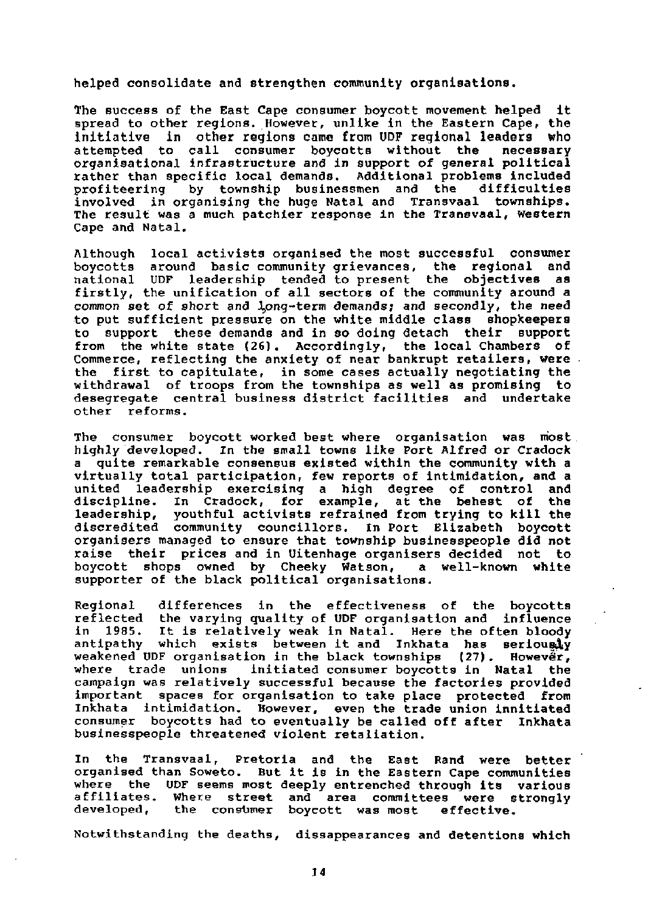helped consolidate and strengthen community organisations.

The success of the East Cape consumer boycott movement helped it spread to other regions. However, unlike in the Eastern Cape, the initiative in other regions came from UDF regional leaders who attempted to call consumer boycotts without the necessary organisational infrastructure and in support of general political rather than specific local demands. Additional problems included profiteering by township businessmen and the difficulties involved in organising the huge Natal and Transvaal townships. The result was a much patchier response in the Transvaal, Western Cape and Natal.

Although local activists organised the most successful consumer boycotts around basic community grievances, the regional and national UDF leadership tended to present the objectives as firstly, the unification of all sectors of the community around a common set of short and long-term demands; and secondly, the need to put sufficient pressure on the white middle class shopkeepers to support these demands and in so doing detach their support from the white state (26). Accordingly, the local Chambers of Commerce, reflecting the anxiety of near bankrupt retailers, were the first to capitulate, in some cases actually negotiating the withdrawal of troops from the townships as well as promising to desegregate central business district facilities and undertake other reforms.

The consumer boycott worked best where organisation was most highly developed. In the small towns like Port Alfred or Cradock a quite remarkable consensus existed within the community with a virtually total participation, few reports of intimidation, and a united leadership exercising a high degree of control and discipline. In Cradock, for example, at the behest of the leadership, youthful activists refrained from trying to kill the discredited community councillors. In Port Elizabeth boycott organisers managed to ensure that township businesspeople did not raise their prices and in Uitenhage organisers decided not to boycott shops owned by Cheeky Watson, a well-known white supporter of the black political organisations.

Regional differences in the effectiveness of the boycotts reflected the varying quality of UDF organisation and influence in 1985. It is relatively weak in Natal. Here the often bloody antipathy which exists between it and Inkhata has seriously weakened UDF organisation in the black townships (27). However, where trade unions initiated consumer boycotts in Natal the campaign was relatively successful because the factories provided important spaces for organisation to take place protected from Inkhata intimidation. However, even the trade union innitiated consumer boycotts had to eventually be called off after Inkhata businesspeople threatened violent retaliation.

In the Transvaal, Pretoria and the East Rand were better organised than Soweto. But it is in the Eastern Cape communities where the UDF seems most deeply entrenched through its various affiliates. Where street and area committees were strongly developed, the consumer boycott was most effective.

Notwithstanding the deaths, dissappearances and detentions which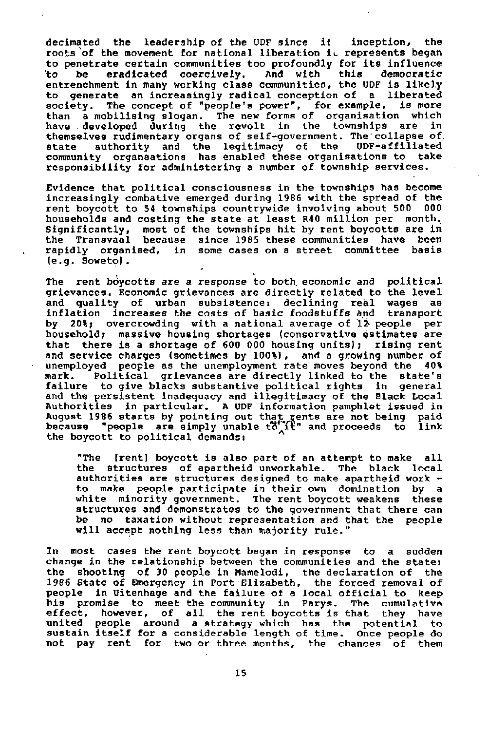decimated the leadership of the UDF since it inception, the roots of the movement for national liberation it represents began to penetrate certain communities too profoundly for its influence to be eradicated coercively. And with this democratic entrenchment in many working class communities, the UDF is likely to generate an increasingly radical conception of a liberated society. The concept of "people's power", for example, is more than a mobilising slogan. The new forms of organisation which have developed during the revolt in the townships are in themselves rudimentary organs of self-government. The collapse of state authority and the legitimacy of the UDF-affiliated community organsations has enabled these organisations to take responsibility for administering a number of township services.

Evidence that political consciousness in the townships has become increasingly combative emerged during 1986 with the spread of the rent boycott to 54 townships countrywide involving about 500 000 households and costing the state at least R40 million per month. Significantly, most of the townships hit by rent boycotts are in the Transvaal because since 1985 these communities have been rapidly organised, in some cases on a street committee basis (e.g. Soweto).

The rent boycotts are a response to both economic and political grievances. Economic grievances are directly related to the level and quality of urban subsistence: declining real wages as inflation increases the costs of basic foodstuffs and transport by 20%; overcrowding with a national average of 12 people per household; massive housing shortages (conservative estimates are that there is a shortage of 600 000 housing units); rising rent and service charges (sometimes by 100%), and a growing number of unemployed people as the unemployment rate moves beyond the 40% mark. Political grievances are directly linked to the state's failure to give blacks substantive political rights in general and the persistent inadequacy and illegitimacy of the Black Local Authorities in particular. A UDF information pamphlet issued in August 1986 starts by pointing out that rents are not being paid because "people are simply unable to afford it" and proceeds to link the boycott to political demands:

> "The [rent] boycott is also part of an attempt to make all the structures of apartheid unworkable. The black local authorities are structures designed to make apartheid work - to make people participate in their own domination by a white minority government. The rent boycott weakens these structures and demonstrates to the government that there can be no taxation without representation and that the people will accept nothing less than majority rule."

In most cases the rent boycott began in response to a sudden change in the relationship between the communities and the state: the shooting of 30 people in Mamelodi, the declaration of the 1986 State of Emergency in Port Elizabeth, the forced removal of people in Uitenhage and the failure of a local official to keep his promise to meet the community in Parys. The cumulative effect, however, of all the rent boycotts is that they have united people around a strategy which has the potential to sustain itself for a considerable length of time. Once people do not pay rent for two or three months, the chances of them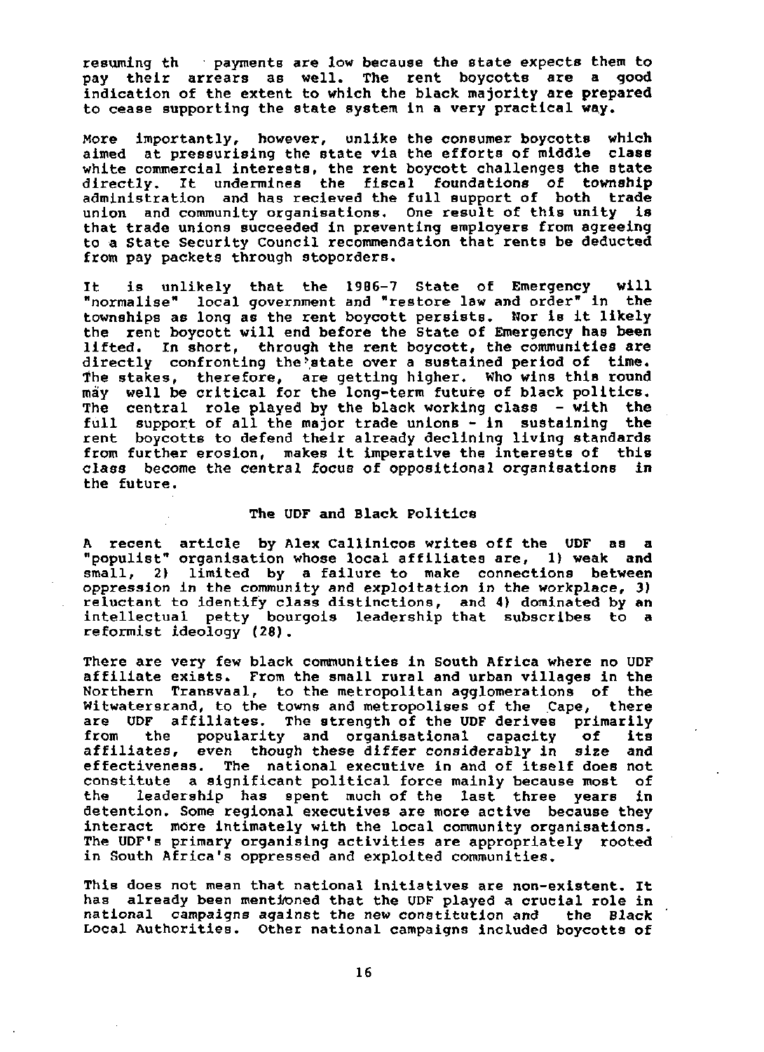resuming th payments are low because the state expects them to pay their arrears as well. The rent boycotts are a good indication of the extent to which the black majority are prepared to cease supporting the state system in a very practical way.

More importantly, however, unlike the consumer boycotts which aimed at pressurising the state via the efforts of middle class white commercial interests, the rent boycott challenges the state directly. It undermines the fiscal foundations of township administration and has recieved the full support of both trade union and community organisations. One result of this unity is that trade unions succeeded in preventing employers from agreeing to a State Security Council recommendation that rents be deducted from pay packets through stoporders.

It is unlikely that the 1986-7 State of Emergency will "normalise" local government and "restore law and order" in the townships as long as the rent boycott persists. Nor is it likely the rent boycott will end before the State of Emergency has been lifted. In short, through the rent boycott, the communities are directly confronting the state over a sustained period of time. The stakes, therefore, are getting higher. Who wins this round may well be critical for the long-term future of black politics. The central role played by the black working class - with the full support of all the major trade unions - in sustaining the rent boycotts to defend their already declining living standards from further erosion, makes it imperative the interests of this class become the central focus of oppositional organisations in the future.

## The UDF and Black Politics

A recent article by Alex Callinicos writes off the UDF as a "populist" organisation whose local affiliates are, 1) weak and small, 2) limited by a failure to make connections between oppression in the community and exploitation in the workplace, 3) reluctant to identify class distinctions, and 4) dominated by an intellectual petty bourgois leadership that subscribes to a reformist ideology (28).

There are very few black communities in South Africa where no UDF affiliate exists. From the small rural and urban villages in the Northern Transvaal, to the metropolitan agglomerations of the Witwatersrand, to the towns and metropolises of the Cape, there are UDF affiliates. The strength of the UDF derives primarily from the popularity and organisational capacity of its affiliates, even though these differ considerably in size and effectiveness. The national executive in and of itself does not constitute a significant political force mainly because most of the leadership has spent much of the last three years in detention. Some regional executives are more active because they interact more intimately with the local community organisations. The UDF's primary organising activities are appropriately rooted in South Africa's oppressed and exploited communities.

This does not mean that national initiatives are non-existent. It has already been mentioned that the UDF played a crucial role in national campaigns against the new constitution and the Black Local Authorities. Other national campaigns included boycotts of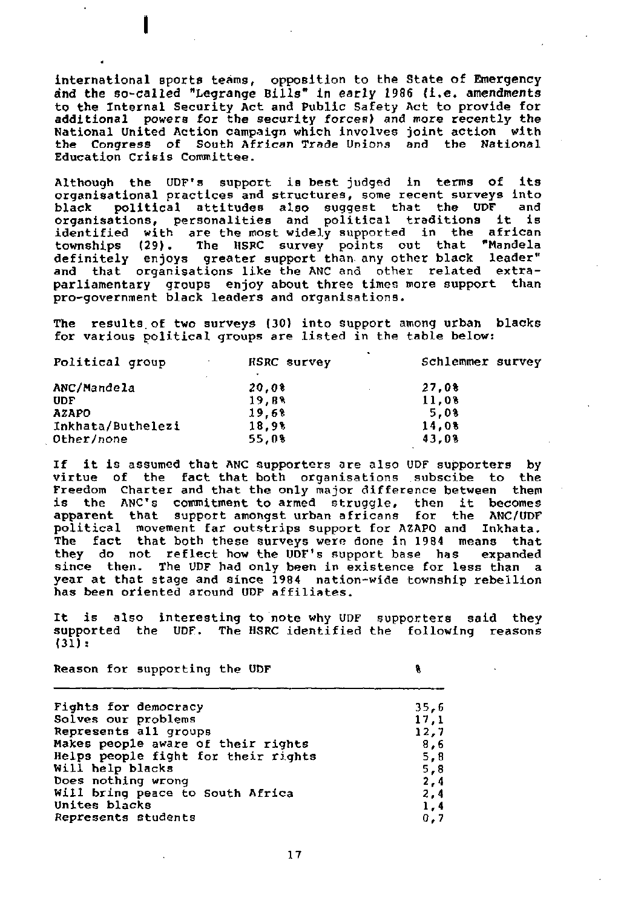international sports teams, opposition to the State of Emergency and the so-called "Legrange Bills" in early 1986 (i.e. amendments to the Internal Security Act and Public Safety Act to provide for additional powers for the security forces) and more recently the National United Action campaign which involves joint action with the Congress of South African Trade Unions and the National Education Crisis Committee.

Although the UDF's support is best judged in terms of its organisational practices and structures, some recent surveys into black political attitudes also suggest that the UDF and organisations, personalities and political traditions it is identified with are the most widely supported in the african townships (29). The HSRC survey points out that "Mandela definitely enjoys greater support than any other black leader" and that organisations like the ANC and other related extra-parliamentary groups enjoy about three times more support than pro-government black leaders and organisations.

The results of two surveys (30) into support among urban blacks for various political groups are listed in the table below:

| Political group | HSRC survey | Schlemmer survey |
|---|---|---|
| ANC/Mandela | 20,0% | 27,0% |
| UDF | 19,8% | 11,0% |
| AZAPO | 19,6% | 5,0% |
| Inkhata/Buthelezi | 18,9% | 14,0% |
| Other/none | 55,0% | 43,0% |

If it is assumed that ANC supporters are also UDF supporters by virtue of the fact that both organisations subscibe to the Freedom Charter and that the only major difference between them is the ANC's commitment to armed struggle, then it becomes apparent that support amongst urban africans for the ANC/UDF political movement far outstrips support for AZAPO and Inkhata. The fact that both these surveys were done in 1984 means that they do not reflect how the UDF's support base has expanded since then. The UDF had only been in existence for less than a year at that stage and since 1984 nation-wide township rebellion has been oriented around UDF affiliates.

It is also interesting to note why UDF supporters said they supported the UDF. The HSRC identified the following reasons (31):

| Reason for supporting the UDF | % |
|---|---|
| Fights for democracy | 35,6 |
| Solves our problems | 17,1 |
| Represents all groups | 12,7 |
| Makes people aware of their rights | 8,6 |
| Helps people fight for their rights | 5,8 |
| Will help blacks | 5,8 |
| Does nothing wrong | 2,4 |
| Will bring peace to South Africa | 2,4 |
| Unites blacks | 1,4 |
| Represents students | 0,7 |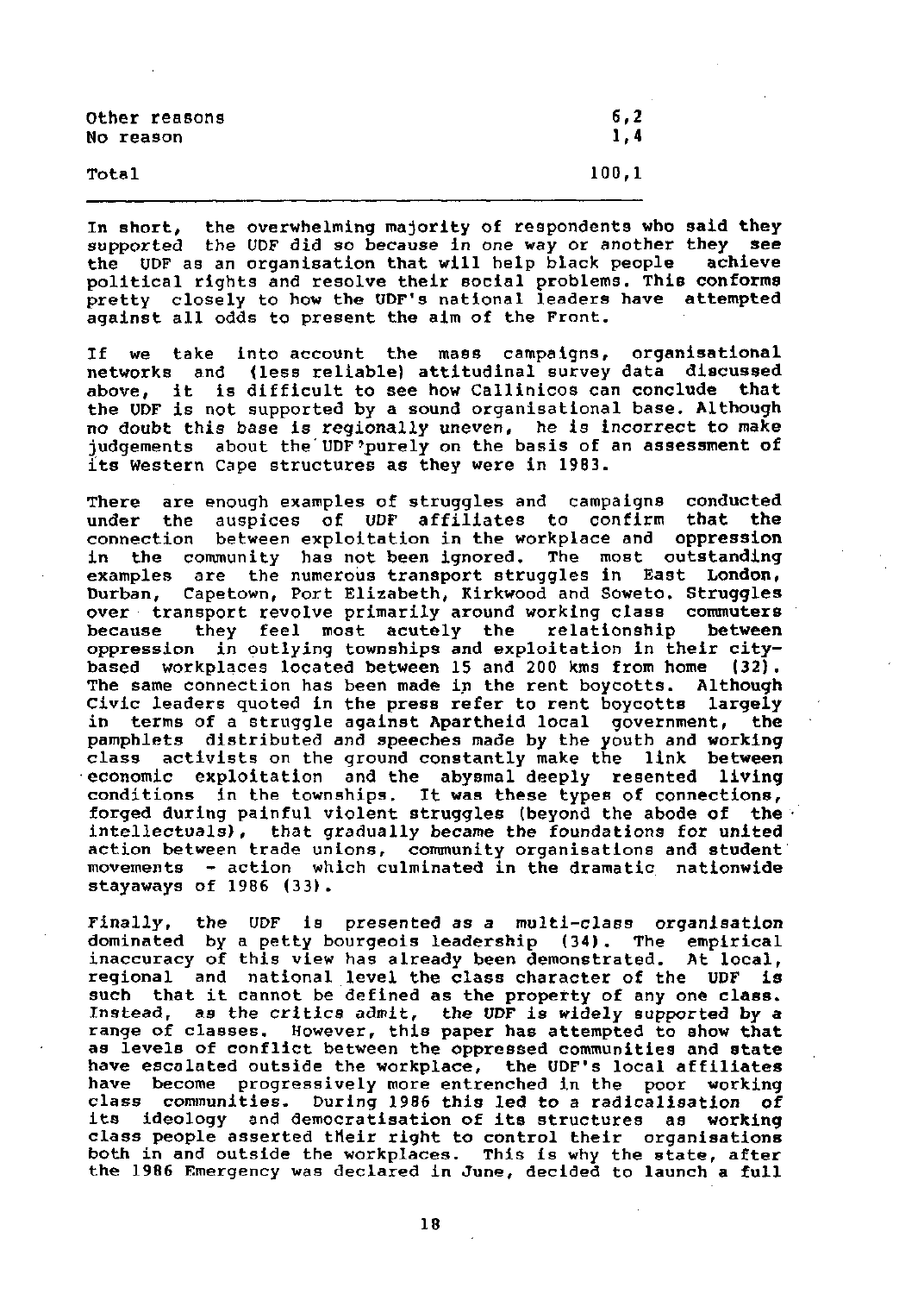| | |
|---|---|
| Other reasons | 6,2 |
| No reason | 1,4 |
| Total | 100,1 |

In short, the overwhelming majority of respondents who said they supported the UDF did so because in one way or another they see the UDF as an organisation that will help black people achieve political rights and resolve their social problems. This conforms pretty closely to how the UDF's national leaders have attempted against all odds to present the aim of the Front.

If we take into account the mass campaigns, organisational networks and (less reliable) attitudinal survey data discussed above, it is difficult to see how Callinicos can conclude that the UDF is not supported by a sound organisational base. Although no doubt this base is regionally uneven, he is incorrect to make judgements about the UDF purely on the basis of an assessment of its Western Cape structures as they were in 1983.

There are enough examples of struggles and campaigns conducted under the auspices of UDF affiliates to confirm that the connection between exploitation in the workplace and oppression in the community has not been ignored. The most outstanding examples are the numerous transport struggles in East London, Durban, Capetown, Port Elizabeth, Kirkwood and Soweto. Struggles over transport revolve primarily around working class commuters because they feel most acutely the relationship between oppression in outlying townships and exploitation in their city-based workplaces located between 15 and 200 kms from home (32). The same connection has been made in the rent boycotts. Although Civic leaders quoted in the press refer to rent boycotts largely in terms of a struggle against Apartheid local government, the pamphlets distributed and speeches made by the youth and working class activists on the ground constantly make the link between economic exploitation and the abysmal deeply resented living conditions in the townships. It was these types of connections, forged during painful violent struggles (beyond the abode of the intellectuals), that gradually became the foundations for united action between trade unions, community organisations and student movements - action which culminated in the dramatic nationwide stayaways of 1986 (33).

Finally, the UDF is presented as a multi-class organisation dominated by a petty bourgeois leadership (34). The empirical inaccuracy of this view has already been demonstrated. At local, regional and national level the class character of the UDF is such that it cannot be defined as the property of any one class. Instead, as the critics admit, the UDF is widely supported by a range of classes. However, this paper has attempted to show that as levels of conflict between the oppressed communities and state have escalated outside the workplace, the UDF's local affiliates have become progressively more entrenched in the poor working class communities. During 1986 this led to a radicalisation of its ideology and democratisation of its structures as working class people asserted their right to control their organisations both in and outside the workplaces. This is why the state, after the 1986 Emergency was declared in June, decided to launch a full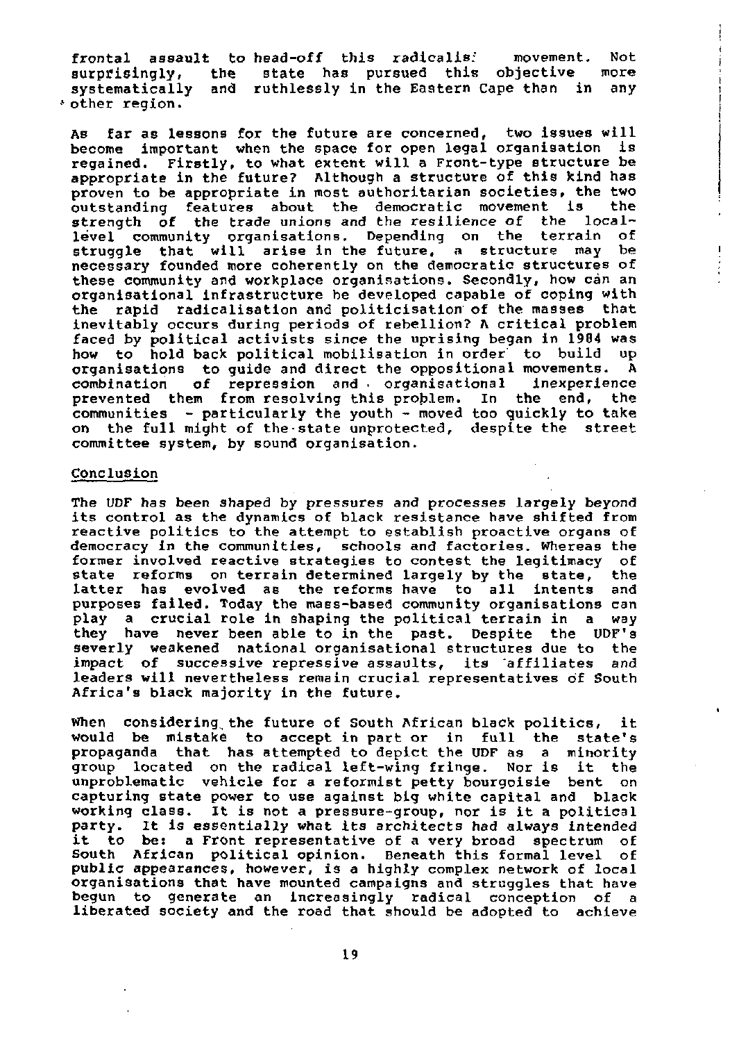frontal assault to head-off this radicalised movement. Not surprisingly, the state has pursued this objective more systematically and ruthlessly in the Eastern Cape than in any other region.

As far as lessons for the future are concerned, two issues will become important when the space for open legal organisation is regained. Firstly, to what extent will a Front-type structure be appropriate in the future? Although a structure of this kind has proven to be appropriate in most authoritarian societies, the two outstanding features about the democratic movement is the strength of the trade unions and the resilience of the local-level community organisations. Depending on the terrain of struggle that will arise in the future, a structure may be necessary founded more coherently on the democratic structures of these community and workplace organisations. Secondly, how can an organisational infrastructure be developed capable of coping with the rapid radicalisation and politicisation of the masses that inevitably occurs during periods of rebellion? A critical problem faced by political activists since the uprising began in 1984 was how to hold back political mobilisation in order to build up organisations to guide and direct the oppositional movements. A combination of repression and organisational inexperience prevented them from resolving this problem. In the end, the communities - particularly the youth - moved too quickly to take on the full might of the state unprotected, despite the street committee system, by sound organisation.

## Conclusion

The UDF has been shaped by pressures and processes largely beyond its control as the dynamics of black resistance have shifted from reactive politics to the attempt to establish proactive organs of democracy in the communities, schools and factories. Whereas the former involved reactive strategies to contest the legitimacy of state reforms on terrain determined largely by the state, the latter has evolved as the reforms have to all intents and purposes failed. Today the mass-based community organisations can play a crucial role in shaping the political terrain in a way they have never been able to in the past. Despite the UDF's severly weakened national organisational structures due to the impact of successive repressive assaults, its affiliates and leaders will nevertheless remain crucial representatives of South Africa's black majority in the future.

When considering the future of South African black politics, it would be mistake to accept in part or in full the state's propaganda that has attempted to depict the UDF as a minority group located on the radical left-wing fringe. Nor is it the unproblematic vehicle for a reformist petty bourgoisie bent on capturing state power to use against big white capital and black working class. It is not a pressure-group, nor is it a political party. It is essentially what its architects had always intended it to be: a Front representative of a very broad spectrum of South African political opinion. Beneath this formal level of public appearances, however, is a highly complex network of local organisations that have mounted campaigns and struggles that have begun to generate an increasingly radical conception of a liberated society and the road that should be adopted to achieve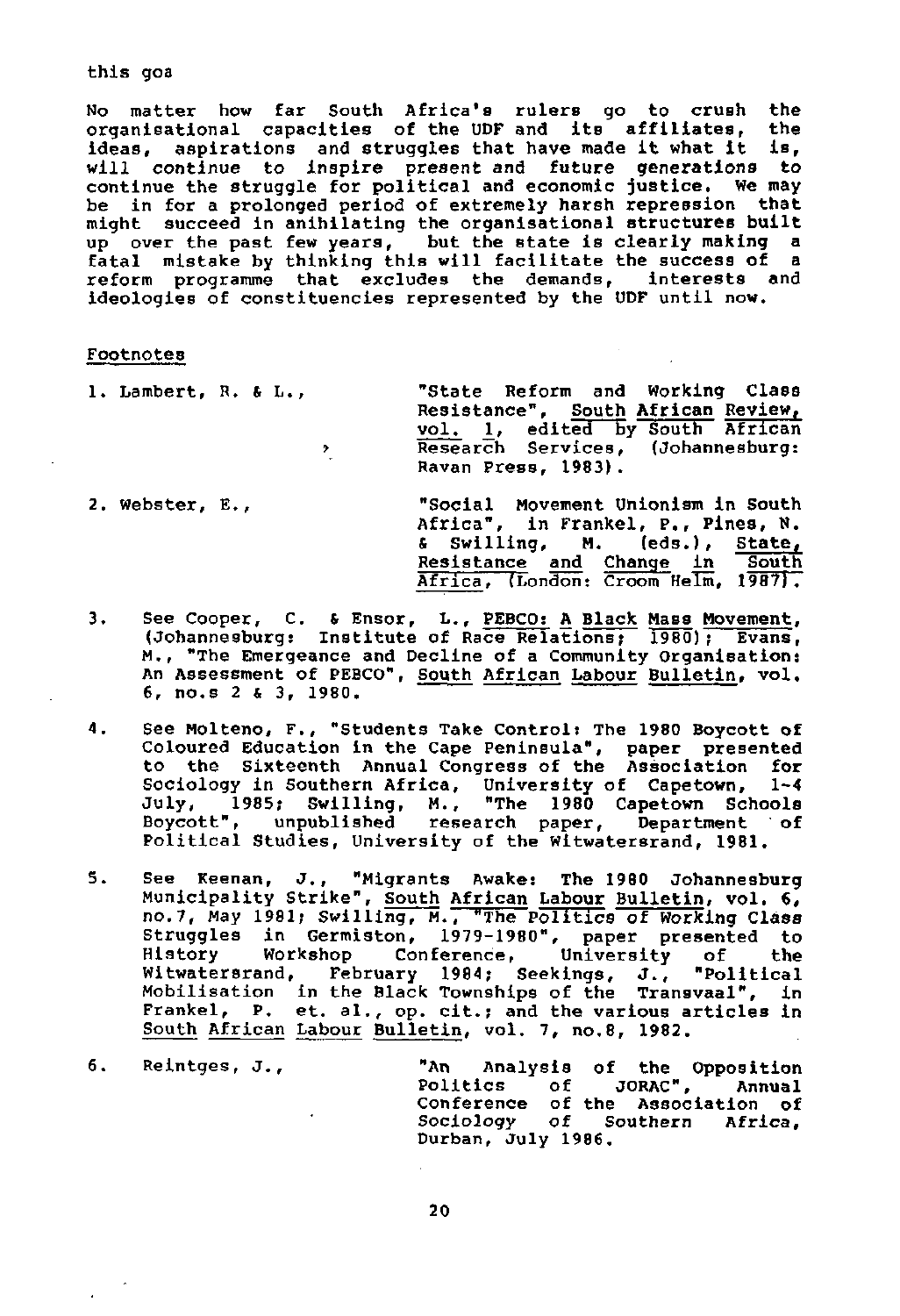this goa

No matter how far South Africa's rulers go to crush the organisational capacities of the UDF and its affiliates, the ideas, aspirations and struggles that have made it what it is, will continue to inspire present and future generations to continue the struggle for political and economic justice. We may be in for a prolonged period of extremely harsh repression that might succeed in anihilating the organisational structures built up over the past few years, but the state is clearly making a fatal mistake by thinking this will facilitate the success of a reform programme that excludes the demands, interests and ideologies of constituencies represented by the UDF until now.

Footnotes

1. Lambert, R. & L., "State Reform and Working Class Resistance", South African Review, vol. 1, edited by South African Research Services, (Johannesburg: Ravan Press, 1983).

2. Webster, E., "Social Movement Unionism in South Africa", in Frankel, P., Pines, N. & Swilling, M. (eds.), State, Resistance and Change in South Africa, (London: Croom Helm, 1987).

3. See Cooper, C. & Ensor, L., PEBCO: A Black Mass Movement, (Johannesburg: Institute of Race Relations; 1980); Evans, M., "The Emergeance and Decline of a Community Organisation: An Assessment of PEBCO", South African Labour Bulletin, vol. 6, no.s 2 & 3, 1980.

4. See Molteno, F., "Students Take Control: The 1980 Boycott of Coloured Education in the Cape Peninsula", paper presented to the Sixteenth Annual Congress of the Association for Sociology in Southern Africa, University of Capetown, 1-4 July, 1985; Swilling, M., "The 1980 Capetown Schools Boycott", unpublished research paper, Department of Political Studies, University of the Witwatersrand, 1981.

5. See Keenan, J., "Migrants Awake: The 1980 Johannesburg Municipality Strike", South African Labour Bulletin, vol. 6, no.7, May 1981; Swilling, M., "The Politics of Working Class Struggles in Germiston, 1979-1980", paper presented to History Workshop Conference, University of the Witwatersrand, February 1984; Seekings, J., "Political Mobilisation in the Black Townships of the Transvaal", in Frankel, P. et. al., op. cit.; and the various articles in South African Labour Bulletin, vol. 7, no.8, 1982.

6. Reintges, J., "An Analysis of the Opposition Politics of JORAC", Annual Conference of the Association of Sociology of Southern Africa, Durban, July 1986.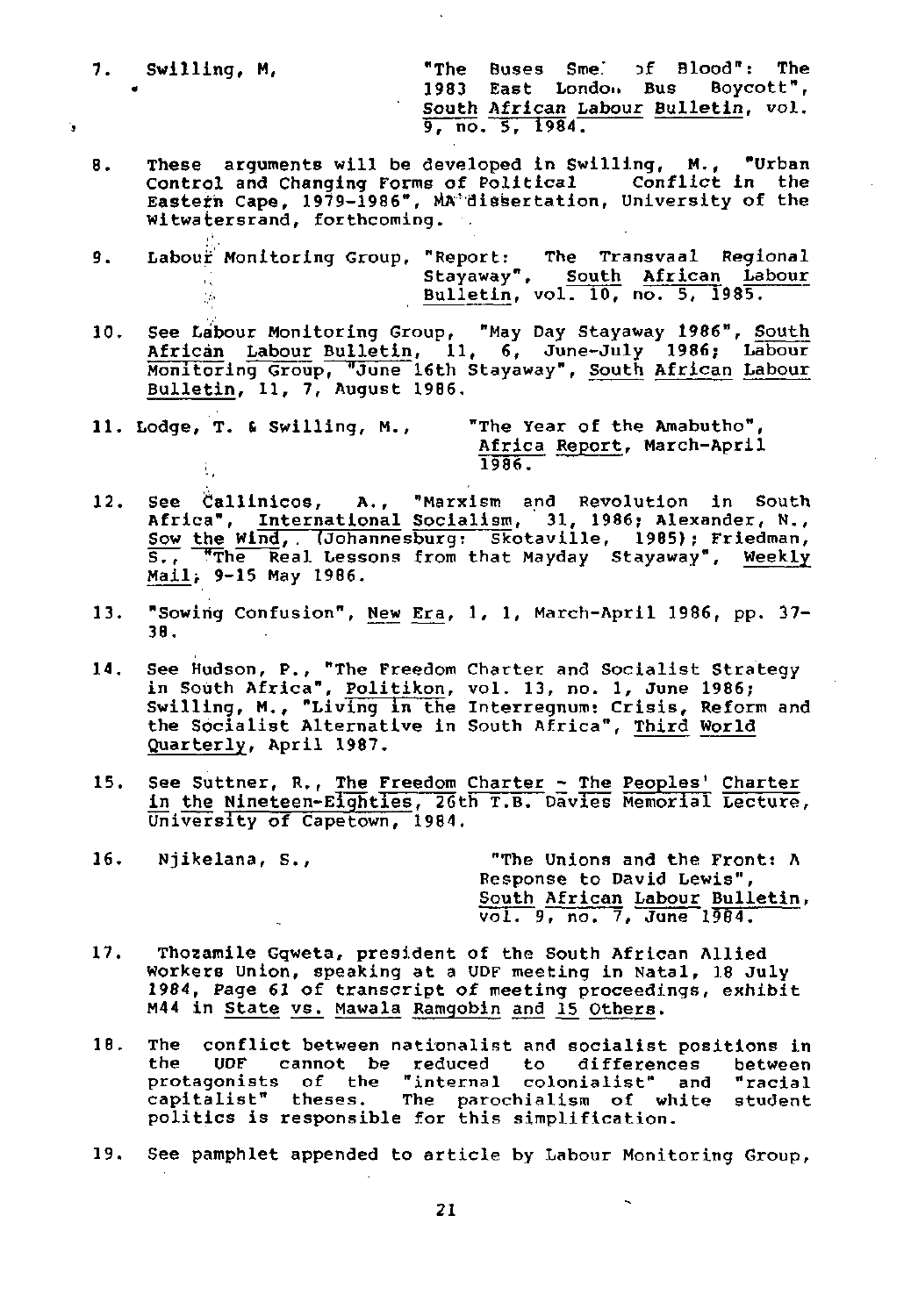7. Swilling, M, "The Buses Smell of Blood": The 1983 East London Bus Boycott", South African Labour Bulletin, vol. 9, no. 5, 1984.

8. These arguments will be developed in Swilling, M., "Urban Control and Changing Forms of Political Conflict in the Eastern Cape, 1979-1986", MA dissertation, University of the Witwatersrand, forthcoming.

9. Labour Monitoring Group, "Report: The Transvaal Regional Stayaway", South African Labour Bulletin, vol. 10, no. 5, 1985.

10. See Labour Monitoring Group, "May Day Stayaway 1986", South African Labour Bulletin, 11, 6, June-July 1986; Labour Monitoring Group, "June 16th Stayaway", South African Labour Bulletin, 11, 7, August 1986.

11. Lodge, T. & Swilling, M., "The Year of the Amabutho", Africa Report, March-April 1986.

12. See Callinicos, A., "Marxism and Revolution in South Africa", International Socialism, 31, 1986; Alexander, N., Sow the Wind, (Johannesburg: Skotaville, 1985); Friedman, S., "The Real Lessons from that Mayday Stayaway", Weekly Mail, 9-15 May 1986.

13. "Sowing Confusion", New Era, 1, 1, March-April 1986, pp. 37-38.

14. See Hudson, P., "The Freedom Charter and Socialist Strategy in South Africa", Politikon, vol. 13, no. 1, June 1986; Swilling, M., "Living in the Interregnum: Crisis, Reform and the Socialist Alternative in South Africa", Third World Quarterly, April 1987.

15. See Suttner, R., The Freedom Charter - The Peoples' Charter in the Nineteen-Eighties, 26th T.B. Davies Memorial Lecture, University of Capetown, 1984.

16. Njikelana, S., "The Unions and the Front: A Response to David Lewis", South African Labour Bulletin, vol. 9, no. 7, June 1984.

17. Thozamile Gqweta, president of the South African Allied Workers Union, speaking at a UDF meeting in Natal, 18 July 1984, Page 61 of transcript of meeting proceedings, exhibit M44 in State vs. Mawala Ramgobin and 15 Others.

18. The conflict between nationalist and socialist positions in the UDF cannot be reduced to differences between protagonists of the "internal colonialist" and "racial capitalist" theses. The parochialism of white student politics is responsible for this simplification.

19. See pamphlet appended to article by Labour Monitoring Group,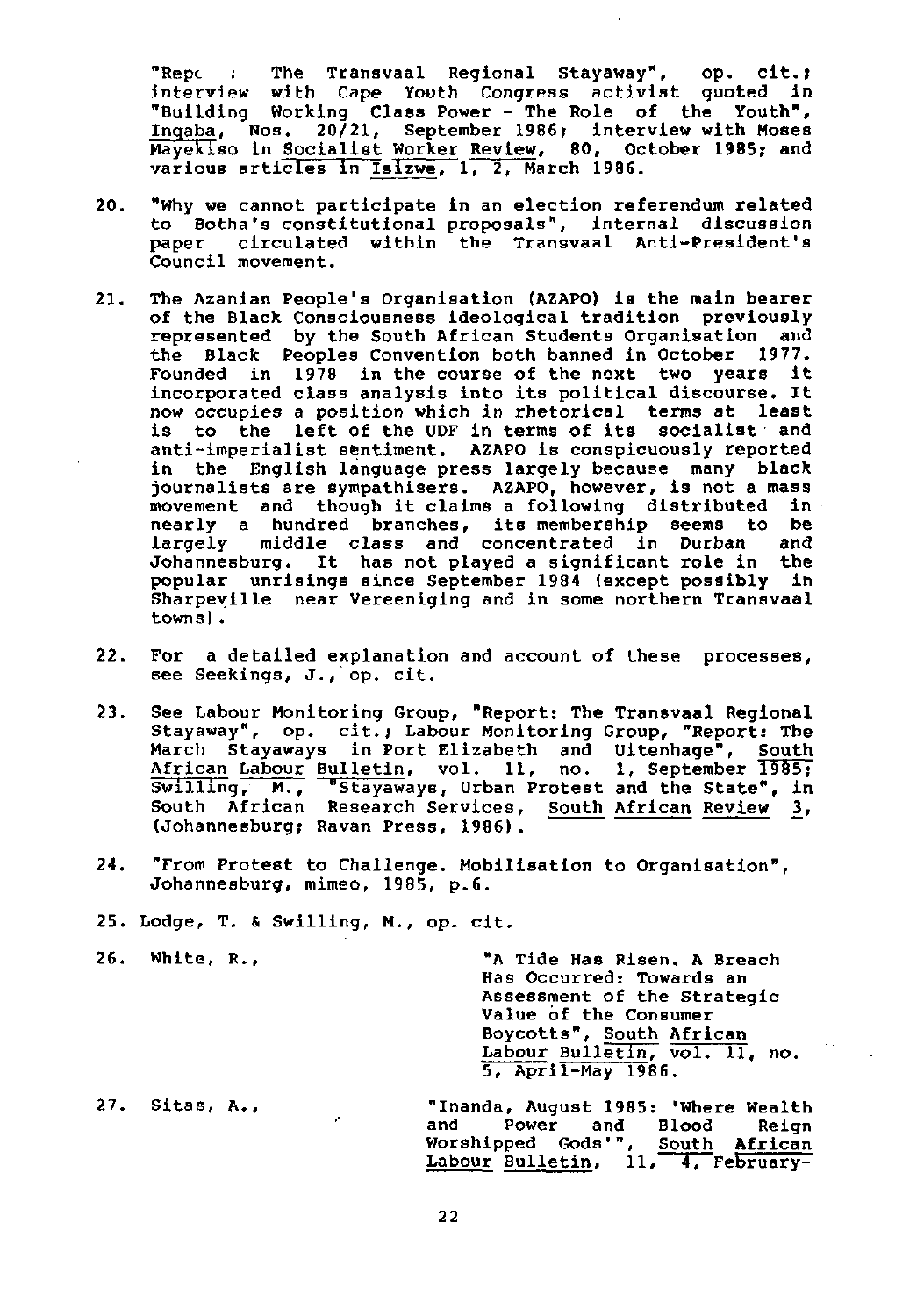"Repc : The Transvaal Regional Stayaway", op. cit.; interview with Cape Youth Congress activist quoted in "Building Working Class Power - The Role of the Youth", Inqaba, Nos. 20/21, September 1986; interview with Moses Mayekiso in Socialist Worker Review, 80, October 1985; and various articles in Isizwe, 1, 2, March 1986.

20. "Why we cannot participate in an election referendum related to Botha's constitutional proposals", internal discussion paper circulated within the Transvaal Anti-President's Council movement.

21. The Azanian People's Organisation (AZAPO) is the main bearer of the Black Consciousness ideological tradition previously represented by the South African Students Organisation and the Black Peoples Convention both banned in October 1977. Founded in 1978 in the course of the next two years it incorporated class analysis into its political discourse. It now occupies a position which in rhetorical terms at least is to the left of the UDF in terms of its socialist and anti-imperialist sentiment. AZAPO is conspicuously reported in the English language press largely because many black journalists are sympathisers. AZAPO, however, is not a mass movement and though it claims a following distributed in nearly a hundred branches, its membership seems to be largely middle class and concentrated in Durban and Johannesburg. It has not played a significant role in the popular unrisings since September 1984 (except possibly in Sharpeville near Vereeniging and in some northern Transvaal towns).

22. For a detailed explanation and account of these processes, see Seekings, J., op. cit.

23. See Labour Monitoring Group, "Report: The Transvaal Regional Stayaway", op. cit.; Labour Monitoring Group, "Report: The March Stayaways in Port Elizabeth and Uitenhage", South African Labour Bulletin, vol. 11, no. 1, September 1985; Swilling, M., "Stayaways, Urban Protest and the State", in South African Research Services, South African Review 3, (Johannesburg; Ravan Press, 1986).

24. "From Protest to Challenge. Mobilisation to Organisation", Johannesburg, mimeo, 1985, p.6.

25. Lodge, T. & Swilling, M., op. cit.

26. White, R., "A Tide Has Risen. A Breach Has Occurred: Towards an Assessment of the Strategic Value of the Consumer Boycotts", South African Labour Bulletin, vol. 11, no. 5, April-May 1986.

27. Sitas, A., "Inanda, August 1985: 'Where Wealth and Power and Blood Reign Worshipped Gods'", South African Labour Bulletin, 11, 4, February-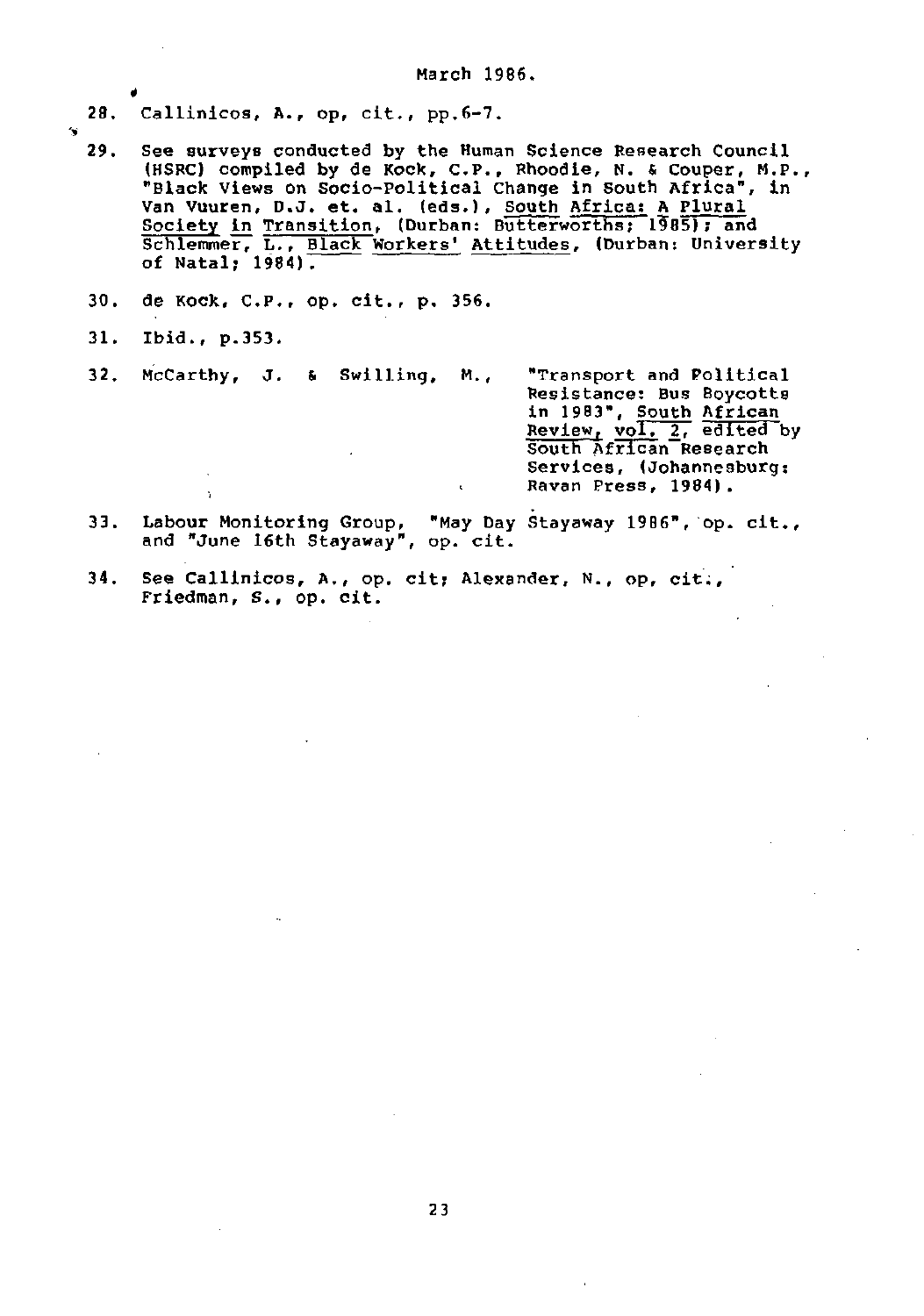March 1986.

28. Callinicos, A., op, cit., pp.6-7.

29. See surveys conducted by the Human Science Research Council (HSRC) compiled by de Kock, C.P., Rhoodie, N. & Couper, M.P., "Black Views on Socio-Political Change in South Africa", in Van Vuuren, D.J. et. al. (eds.), South Africa: A Plural Society in Transition, (Durban: Butterworths; 1985); and Schlemmer, L., Black Workers' Attitudes, (Durban: University of Natal; 1984).

30. de Kock, C.P., op. cit., p. 356.

31. Ibid., p.353.

32. McCarthy, J. & Swilling, M., "Transport and Political Resistance: Bus Boycotts in 1983", South African Review, vol. 2, edited by South African Research Services, (Johannesburg: Ravan Press, 1984).

33. Labour Monitoring Group, "May Day Stayaway 1986", op. cit., and "June 16th Stayaway", op. cit.

34. See Callinicos, A., op. cit; Alexander, N., op, cit., Friedman, S., op. cit.